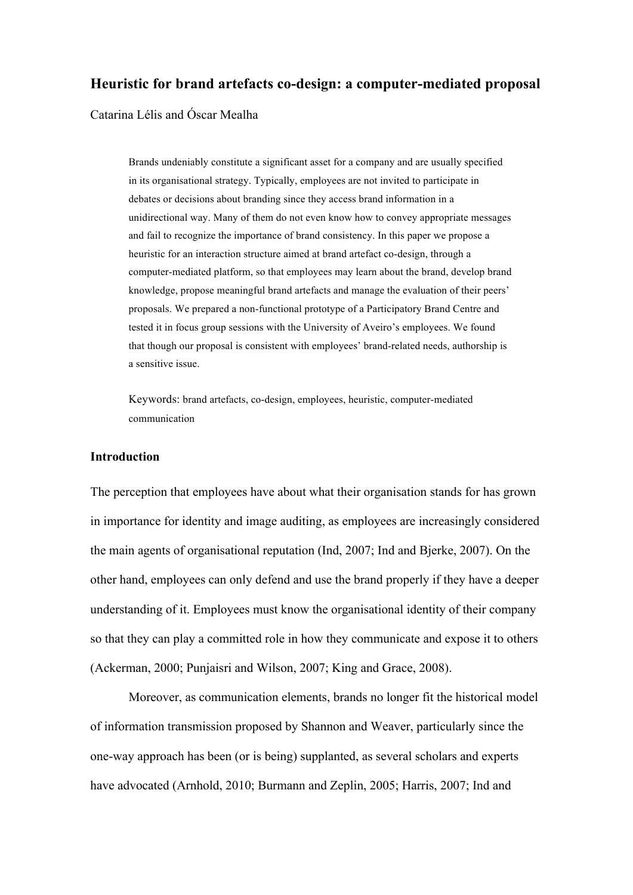# Heuristic for brand artefacts co-design: a computer-mediated proposal

Catarina Lélis and Óscar Mealha

> Brands undeniably constitute a significant asset for a company and are usually specified in its organisational strategy. Typically, employees are not invited to participate in debates or decisions about branding since they access brand information in a unidirectional way. Many of them do not even know how to convey appropriate messages and fail to recognize the importance of brand consistency. In this paper we propose a heuristic for an interaction structure aimed at brand artefact co-design, through a computer-mediated platform, so that employees may learn about the brand, develop brand knowledge, propose meaningful brand artefacts and manage the evaluation of their peers' proposals. We prepared a non-functional prototype of a Participatory Brand Centre and tested it in focus group sessions with the University of Aveiro's employees. We found that though our proposal is consistent with employees' brand-related needs, authorship is a sensitive issue.
>
> Keywords: brand artefacts, co-design, employees, heuristic, computer-mediated communication

## Introduction

The perception that employees have about what their organisation stands for has grown in importance for identity and image auditing, as employees are increasingly considered the main agents of organisational reputation (Ind, 2007; Ind and Bjerke, 2007). On the other hand, employees can only defend and use the brand properly if they have a deeper understanding of it. Employees must know the organisational identity of their company so that they can play a committed role in how they communicate and expose it to others (Ackerman, 2000; Punjaisri and Wilson, 2007; King and Grace, 2008).

Moreover, as communication elements, brands no longer fit the historical model of information transmission proposed by Shannon and Weaver, particularly since the one-way approach has been (or is being) supplanted, as several scholars and experts have advocated (Arnhold, 2010; Burmann and Zeplin, 2005; Harris, 2007; Ind and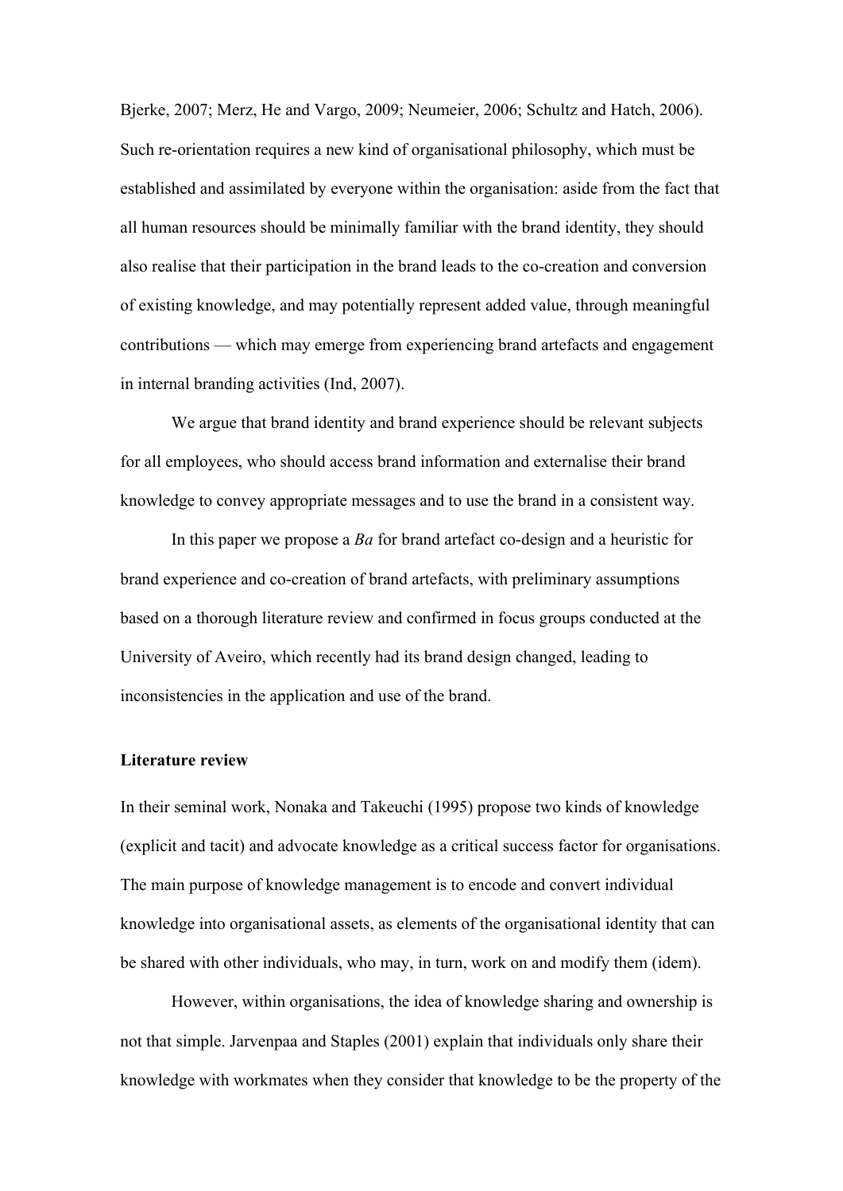Bjerke, 2007; Merz, He and Vargo, 2009; Neumeier, 2006; Schultz and Hatch, 2006). Such re-orientation requires a new kind of organisational philosophy, which must be established and assimilated by everyone within the organisation: aside from the fact that all human resources should be minimally familiar with the brand identity, they should also realise that their participation in the brand leads to the co-creation and conversion of existing knowledge, and may potentially represent added value, through meaningful contributions — which may emerge from experiencing brand artefacts and engagement in internal branding activities (Ind, 2007).

We argue that brand identity and brand experience should be relevant subjects for all employees, who should access brand information and externalise their brand knowledge to convey appropriate messages and to use the brand in a consistent way.

In this paper we propose a *Ba* for brand artefact co-design and a heuristic for brand experience and co-creation of brand artefacts, with preliminary assumptions based on a thorough literature review and confirmed in focus groups conducted at the University of Aveiro, which recently had its brand design changed, leading to inconsistencies in the application and use of the brand.

**Literature review**

In their seminal work, Nonaka and Takeuchi (1995) propose two kinds of knowledge (explicit and tacit) and advocate knowledge as a critical success factor for organisations. The main purpose of knowledge management is to encode and convert individual knowledge into organisational assets, as elements of the organisational identity that can be shared with other individuals, who may, in turn, work on and modify them (idem).

However, within organisations, the idea of knowledge sharing and ownership is not that simple. Jarvenpaa and Staples (2001) explain that individuals only share their knowledge with workmates when they consider that knowledge to be the property of the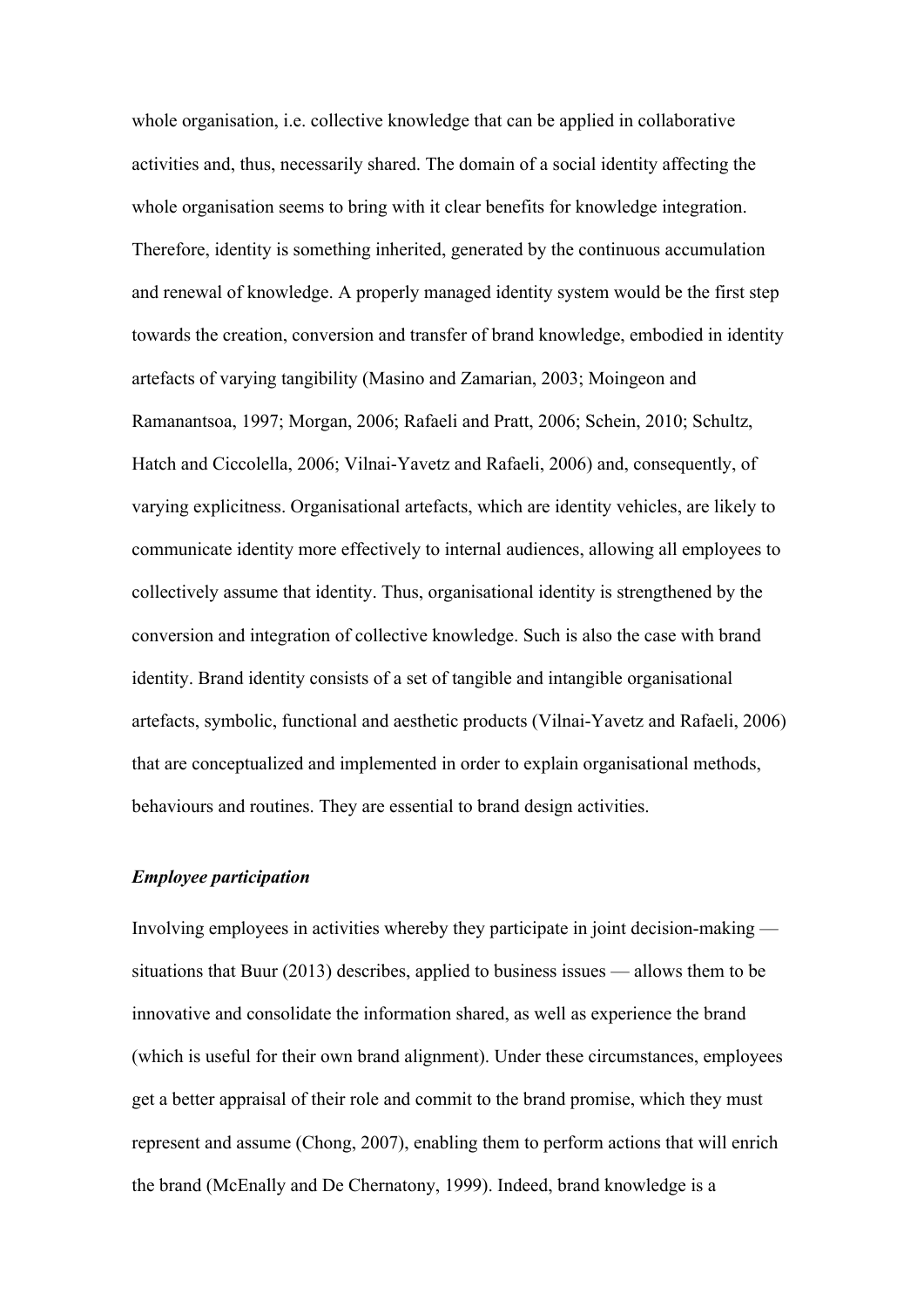whole organisation, i.e. collective knowledge that can be applied in collaborative activities and, thus, necessarily shared. The domain of a social identity affecting the whole organisation seems to bring with it clear benefits for knowledge integration. Therefore, identity is something inherited, generated by the continuous accumulation and renewal of knowledge. A properly managed identity system would be the first step towards the creation, conversion and transfer of brand knowledge, embodied in identity artefacts of varying tangibility (Masino and Zamarian, 2003; Moingeon and Ramanantsoa, 1997; Morgan, 2006; Rafaeli and Pratt, 2006; Schein, 2010; Schultz, Hatch and Ciccolella, 2006; Vilnai-Yavetz and Rafaeli, 2006) and, consequently, of varying explicitness. Organisational artefacts, which are identity vehicles, are likely to communicate identity more effectively to internal audiences, allowing all employees to collectively assume that identity. Thus, organisational identity is strengthened by the conversion and integration of collective knowledge. Such is also the case with brand identity. Brand identity consists of a set of tangible and intangible organisational artefacts, symbolic, functional and aesthetic products (Vilnai-Yavetz and Rafaeli, 2006) that are conceptualized and implemented in order to explain organisational methods, behaviours and routines. They are essential to brand design activities.

### *Employee participation*

Involving employees in activities whereby they participate in joint decision-making — situations that Buur (2013) describes, applied to business issues — allows them to be innovative and consolidate the information shared, as well as experience the brand (which is useful for their own brand alignment). Under these circumstances, employees get a better appraisal of their role and commit to the brand promise, which they must represent and assume (Chong, 2007), enabling them to perform actions that will enrich the brand (McEnally and De Chernatony, 1999). Indeed, brand knowledge is a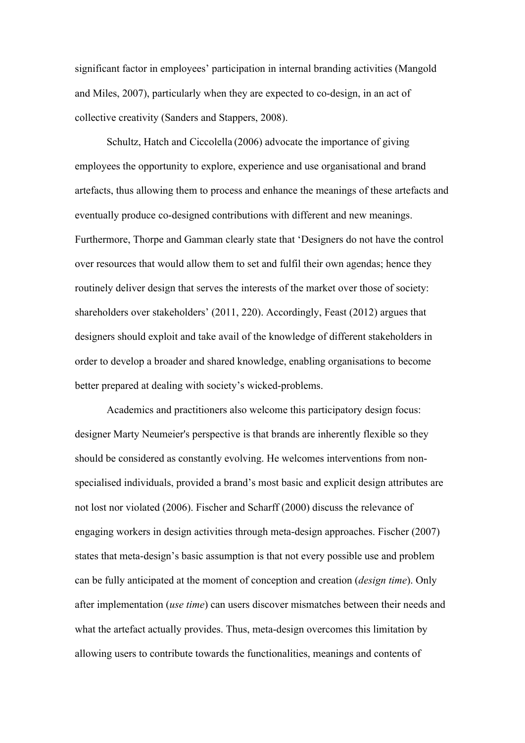significant factor in employees' participation in internal branding activities (Mangold and Miles, 2007), particularly when they are expected to co-design, in an act of collective creativity (Sanders and Stappers, 2008).

Schultz, Hatch and Ciccolella (2006) advocate the importance of giving employees the opportunity to explore, experience and use organisational and brand artefacts, thus allowing them to process and enhance the meanings of these artefacts and eventually produce co-designed contributions with different and new meanings. Furthermore, Thorpe and Gamman clearly state that 'Designers do not have the control over resources that would allow them to set and fulfil their own agendas; hence they routinely deliver design that serves the interests of the market over those of society: shareholders over stakeholders' (2011, 220). Accordingly, Feast (2012) argues that designers should exploit and take avail of the knowledge of different stakeholders in order to develop a broader and shared knowledge, enabling organisations to become better prepared at dealing with society's wicked-problems.

Academics and practitioners also welcome this participatory design focus: designer Marty Neumeier's perspective is that brands are inherently flexible so they should be considered as constantly evolving. He welcomes interventions from non-specialised individuals, provided a brand's most basic and explicit design attributes are not lost nor violated (2006). Fischer and Scharff (2000) discuss the relevance of engaging workers in design activities through meta-design approaches. Fischer (2007) states that meta-design's basic assumption is that not every possible use and problem can be fully anticipated at the moment of conception and creation (*design time*). Only after implementation (*use time*) can users discover mismatches between their needs and what the artefact actually provides. Thus, meta-design overcomes this limitation by allowing users to contribute towards the functionalities, meanings and contents of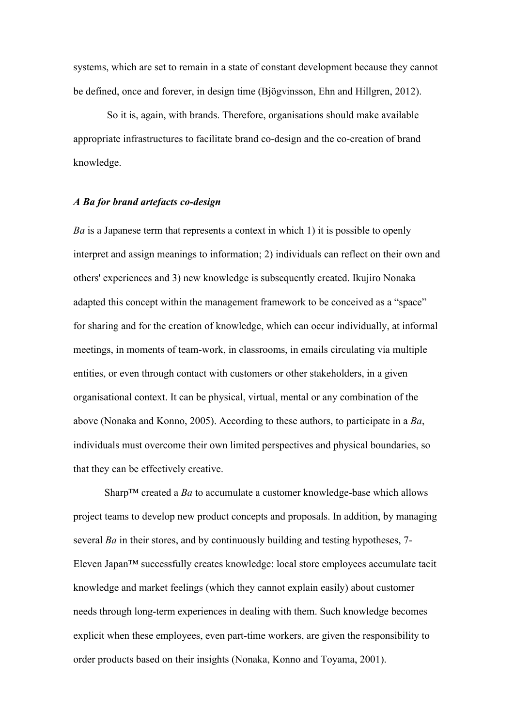systems, which are set to remain in a state of constant development because they cannot be defined, once and forever, in design time (Bjögvinsson, Ehn and Hillgren, 2012).

So it is, again, with brands. Therefore, organisations should make available appropriate infrastructures to facilitate brand co-design and the co-creation of brand knowledge.

***A Ba for brand artefacts co-design***

*Ba* is a Japanese term that represents a context in which 1) it is possible to openly interpret and assign meanings to information; 2) individuals can reflect on their own and others' experiences and 3) new knowledge is subsequently created. Ikujiro Nonaka adapted this concept within the management framework to be conceived as a "space" for sharing and for the creation of knowledge, which can occur individually, at informal meetings, in moments of team-work, in classrooms, in emails circulating via multiple entities, or even through contact with customers or other stakeholders, in a given organisational context. It can be physical, virtual, mental or any combination of the above (Nonaka and Konno, 2005). According to these authors, to participate in a *Ba*, individuals must overcome their own limited perspectives and physical boundaries, so that they can be effectively creative.

Sharp™ created a *Ba* to accumulate a customer knowledge-base which allows project teams to develop new product concepts and proposals. In addition, by managing several *Ba* in their stores, and by continuously building and testing hypotheses, 7-Eleven Japan™ successfully creates knowledge: local store employees accumulate tacit knowledge and market feelings (which they cannot explain easily) about customer needs through long-term experiences in dealing with them. Such knowledge becomes explicit when these employees, even part-time workers, are given the responsibility to order products based on their insights (Nonaka, Konno and Toyama, 2001).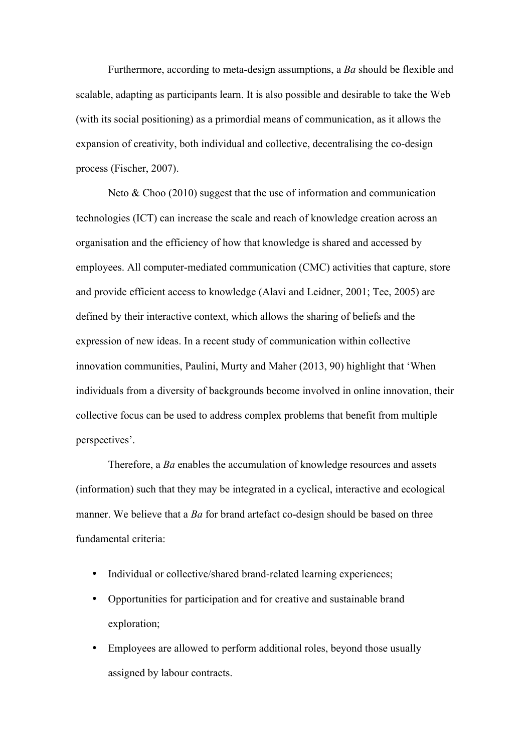Furthermore, according to meta-design assumptions, a *Ba* should be flexible and scalable, adapting as participants learn. It is also possible and desirable to take the Web (with its social positioning) as a primordial means of communication, as it allows the expansion of creativity, both individual and collective, decentralising the co-design process (Fischer, 2007).

Neto & Choo (2010) suggest that the use of information and communication technologies (ICT) can increase the scale and reach of knowledge creation across an organisation and the efficiency of how that knowledge is shared and accessed by employees. All computer-mediated communication (CMC) activities that capture, store and provide efficient access to knowledge (Alavi and Leidner, 2001; Tee, 2005) are defined by their interactive context, which allows the sharing of beliefs and the expression of new ideas. In a recent study of communication within collective innovation communities, Paulini, Murty and Maher (2013, 90) highlight that 'When individuals from a diversity of backgrounds become involved in online innovation, their collective focus can be used to address complex problems that benefit from multiple perspectives'.

Therefore, a *Ba* enables the accumulation of knowledge resources and assets (information) such that they may be integrated in a cyclical, interactive and ecological manner. We believe that a *Ba* for brand artefact co-design should be based on three fundamental criteria:

- Individual or collective/shared brand-related learning experiences;
- Opportunities for participation and for creative and sustainable brand exploration;
- Employees are allowed to perform additional roles, beyond those usually assigned by labour contracts.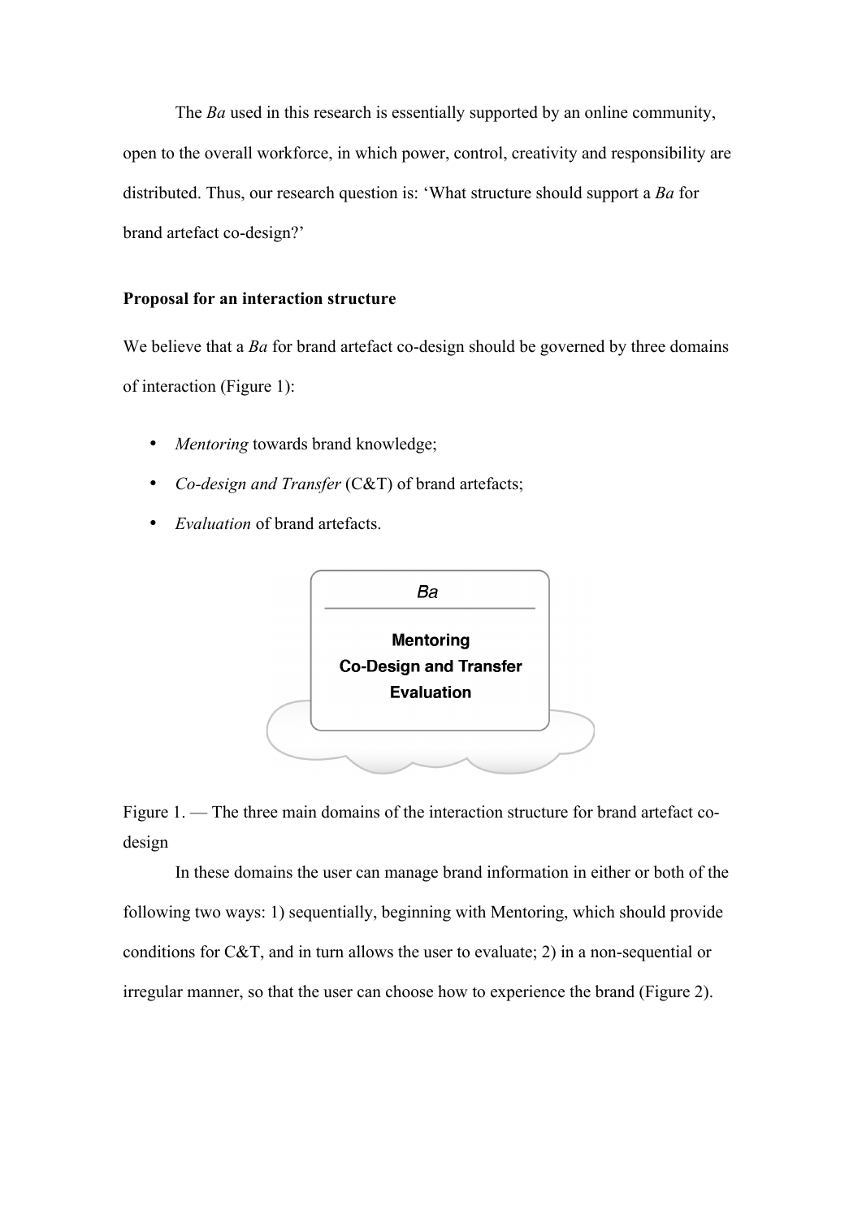The *Ba* used in this research is essentially supported by an online community, open to the overall workforce, in which power, control, creativity and responsibility are distributed. Thus, our research question is: 'What structure should support a *Ba* for brand artefact co-design?'

**Proposal for an interaction structure**

We believe that a *Ba* for brand artefact co-design should be governed by three domains of interaction (Figure 1):

- *Mentoring* towards brand knowledge;
- *Co-design and Transfer* (C&T) of brand artefacts;
- *Evaluation* of brand artefacts.

*Ba*

**Mentoring**
**Co-Design and Transfer**
**Evaluation**

Figure 1. — The three main domains of the interaction structure for brand artefact co-design

In these domains the user can manage brand information in either or both of the following two ways: 1) sequentially, beginning with Mentoring, which should provide conditions for C&T, and in turn allows the user to evaluate; 2) in a non-sequential or irregular manner, so that the user can choose how to experience the brand (Figure 2).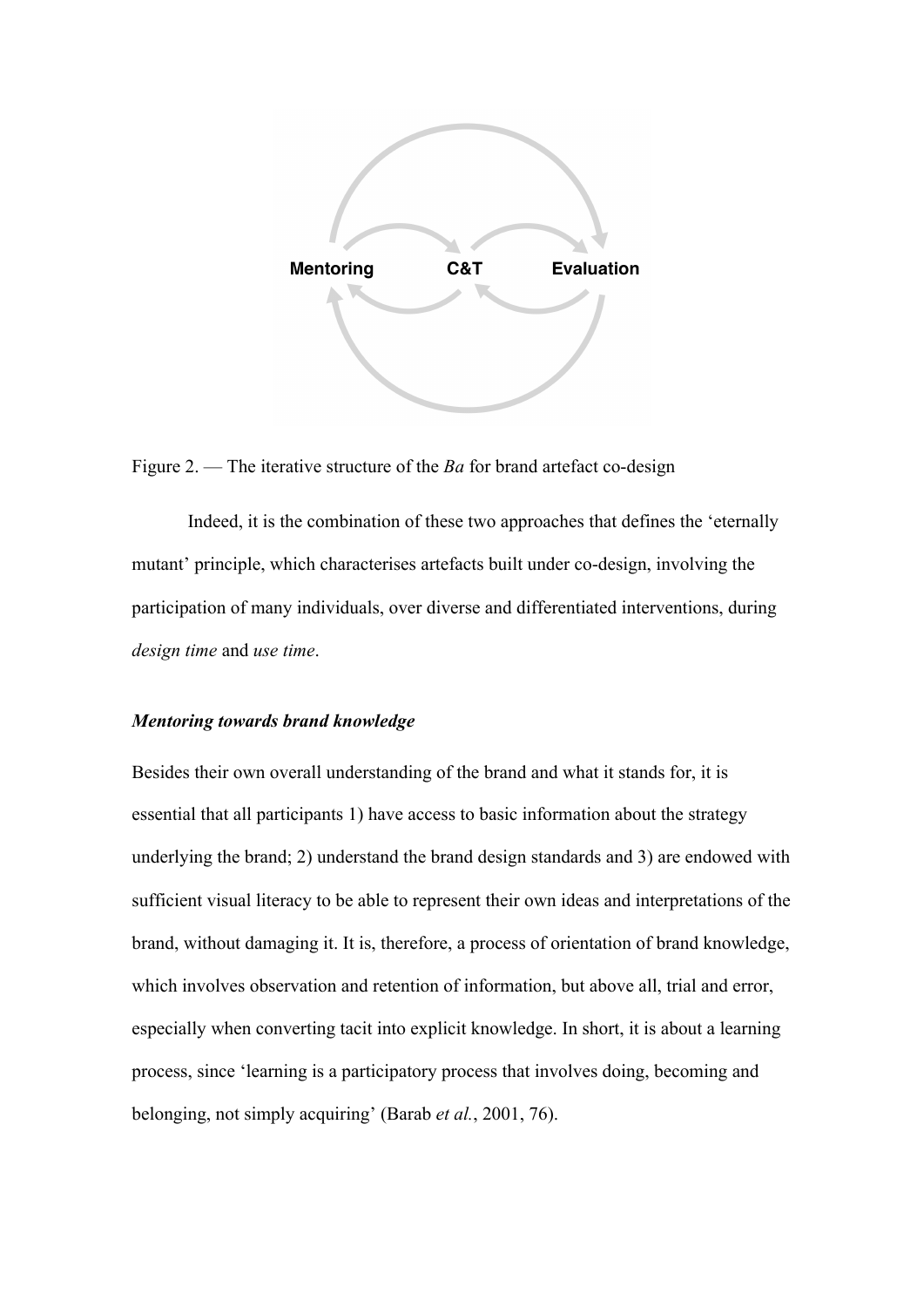Figure 2. — The iterative structure of the *Ba* for brand artefact co-design

Indeed, it is the combination of these two approaches that defines the 'eternally mutant' principle, which characterises artefacts built under co-design, involving the participation of many individuals, over diverse and differentiated interventions, during *design time* and *use time*.

### *Mentoring towards brand knowledge*

Besides their own overall understanding of the brand and what it stands for, it is essential that all participants 1) have access to basic information about the strategy underlying the brand; 2) understand the brand design standards and 3) are endowed with sufficient visual literacy to be able to represent their own ideas and interpretations of the brand, without damaging it. It is, therefore, a process of orientation of brand knowledge, which involves observation and retention of information, but above all, trial and error, especially when converting tacit into explicit knowledge. In short, it is about a learning process, since 'learning is a participatory process that involves doing, becoming and belonging, not simply acquiring' (Barab *et al.*, 2001, 76).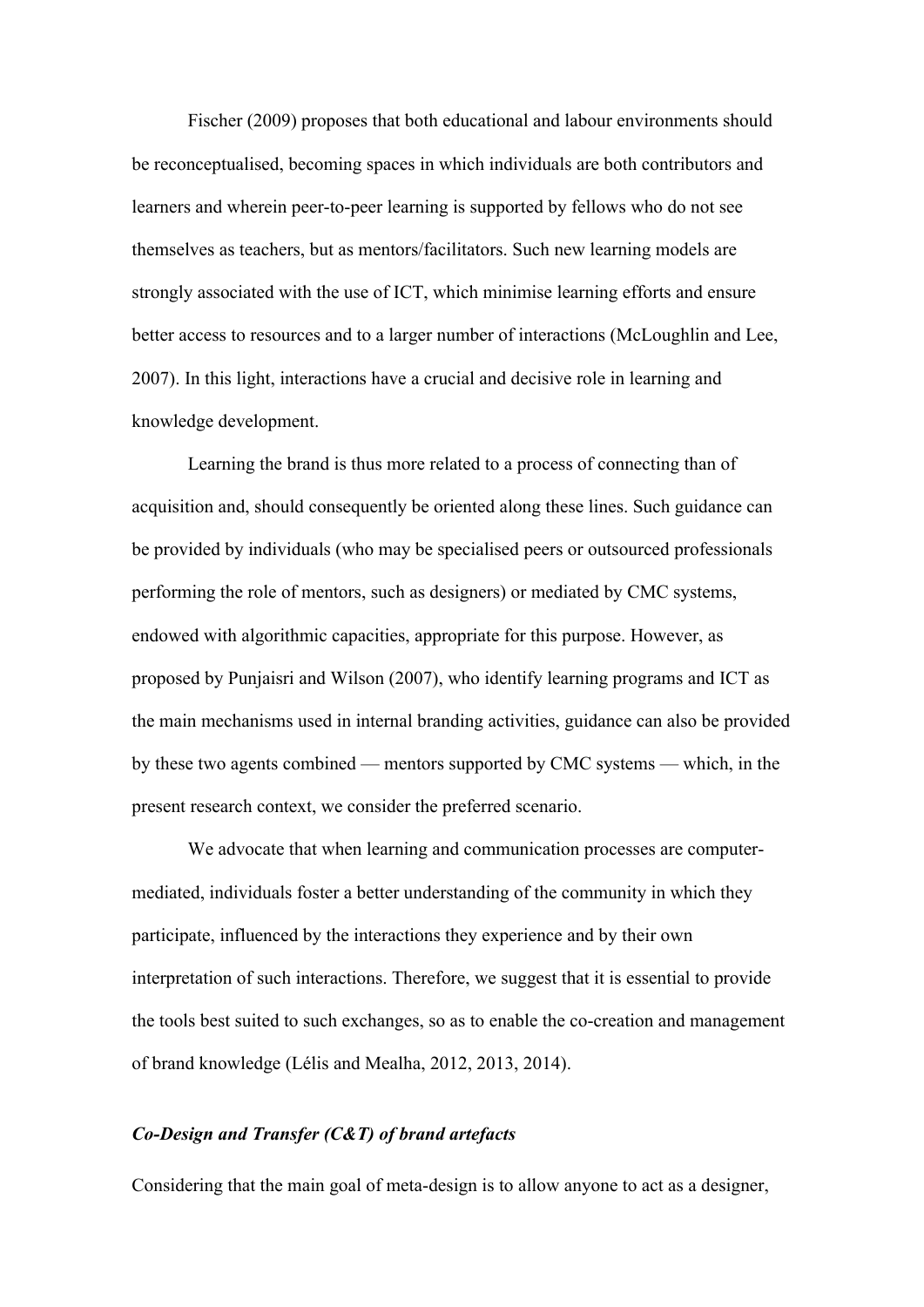Fischer (2009) proposes that both educational and labour environments should be reconceptualised, becoming spaces in which individuals are both contributors and learners and wherein peer-to-peer learning is supported by fellows who do not see themselves as teachers, but as mentors/facilitators. Such new learning models are strongly associated with the use of ICT, which minimise learning efforts and ensure better access to resources and to a larger number of interactions (McLoughlin and Lee, 2007). In this light, interactions have a crucial and decisive role in learning and knowledge development.

Learning the brand is thus more related to a process of connecting than of acquisition and, should consequently be oriented along these lines. Such guidance can be provided by individuals (who may be specialised peers or outsourced professionals performing the role of mentors, such as designers) or mediated by CMC systems, endowed with algorithmic capacities, appropriate for this purpose. However, as proposed by Punjaisri and Wilson (2007), who identify learning programs and ICT as the main mechanisms used in internal branding activities, guidance can also be provided by these two agents combined — mentors supported by CMC systems — which, in the present research context, we consider the preferred scenario.

We advocate that when learning and communication processes are computer-mediated, individuals foster a better understanding of the community in which they participate, influenced by the interactions they experience and by their own interpretation of such interactions. Therefore, we suggest that it is essential to provide the tools best suited to such exchanges, so as to enable the co-creation and management of brand knowledge (Lélis and Mealha, 2012, 2013, 2014).

### *Co-Design and Transfer (C&T) of brand artefacts*

Considering that the main goal of meta-design is to allow anyone to act as a designer,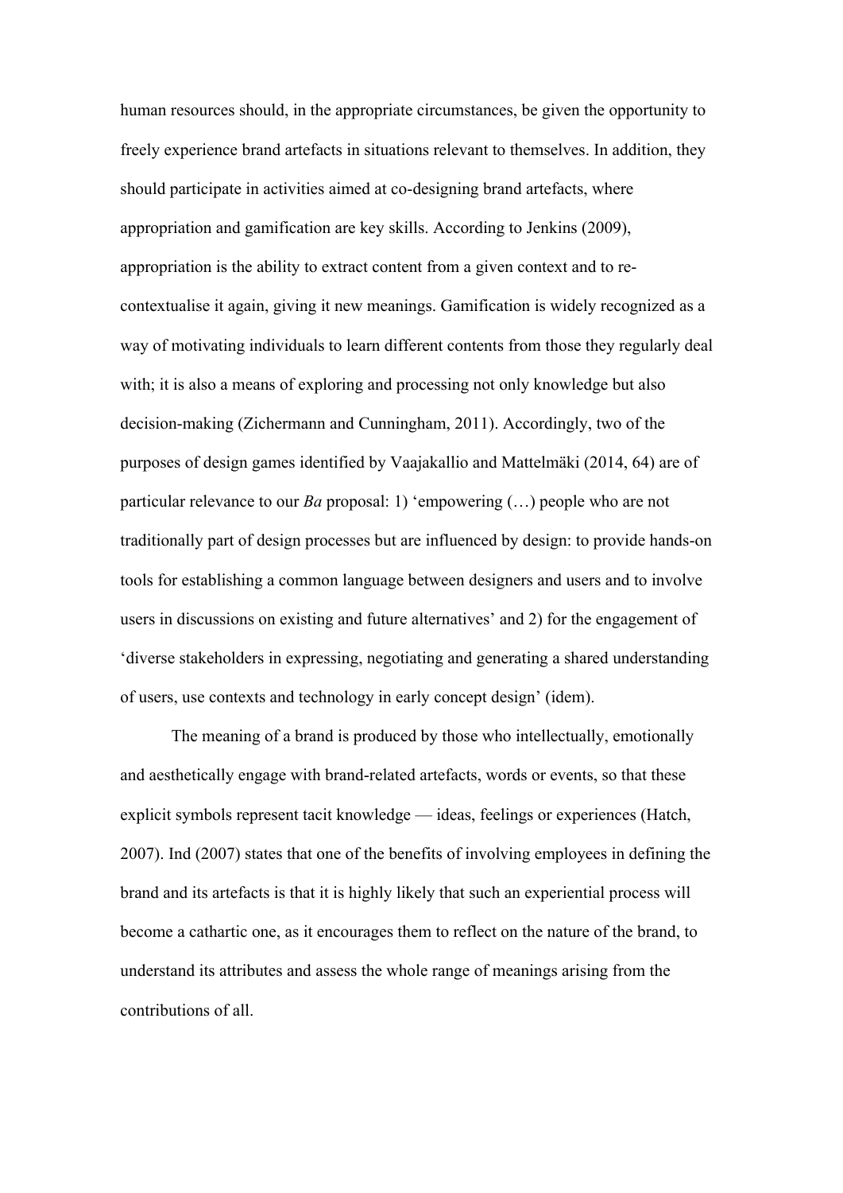human resources should, in the appropriate circumstances, be given the opportunity to freely experience brand artefacts in situations relevant to themselves. In addition, they should participate in activities aimed at co-designing brand artefacts, where appropriation and gamification are key skills. According to Jenkins (2009), appropriation is the ability to extract content from a given context and to re-contextualise it again, giving it new meanings. Gamification is widely recognized as a way of motivating individuals to learn different contents from those they regularly deal with; it is also a means of exploring and processing not only knowledge but also decision-making (Zichermann and Cunningham, 2011). Accordingly, two of the purposes of design games identified by Vaajakallio and Mattelmäki (2014, 64) are of particular relevance to our *Ba* proposal: 1) 'empowering (…) people who are not traditionally part of design processes but are influenced by design: to provide hands-on tools for establishing a common language between designers and users and to involve users in discussions on existing and future alternatives' and 2) for the engagement of 'diverse stakeholders in expressing, negotiating and generating a shared understanding of users, use contexts and technology in early concept design' (idem).

The meaning of a brand is produced by those who intellectually, emotionally and aesthetically engage with brand-related artefacts, words or events, so that these explicit symbols represent tacit knowledge — ideas, feelings or experiences (Hatch, 2007). Ind (2007) states that one of the benefits of involving employees in defining the brand and its artefacts is that it is highly likely that such an experiential process will become a cathartic one, as it encourages them to reflect on the nature of the brand, to understand its attributes and assess the whole range of meanings arising from the contributions of all.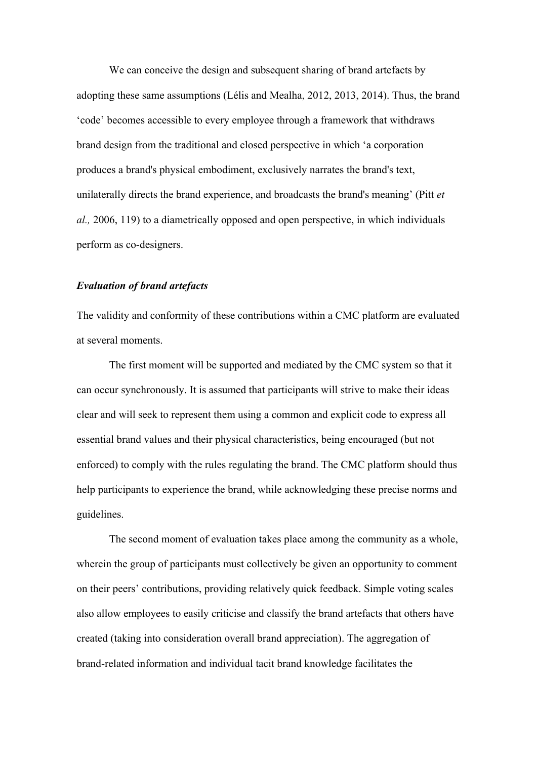We can conceive the design and subsequent sharing of brand artefacts by adopting these same assumptions (Lélis and Mealha, 2012, 2013, 2014). Thus, the brand 'code' becomes accessible to every employee through a framework that withdraws brand design from the traditional and closed perspective in which 'a corporation produces a brand's physical embodiment, exclusively narrates the brand's text, unilaterally directs the brand experience, and broadcasts the brand's meaning' (Pitt *et al.,* 2006, 119) to a diametrically opposed and open perspective, in which individuals perform as co-designers.

***Evaluation of brand artefacts***

The validity and conformity of these contributions within a CMC platform are evaluated at several moments.

The first moment will be supported and mediated by the CMC system so that it can occur synchronously. It is assumed that participants will strive to make their ideas clear and will seek to represent them using a common and explicit code to express all essential brand values and their physical characteristics, being encouraged (but not enforced) to comply with the rules regulating the brand. The CMC platform should thus help participants to experience the brand, while acknowledging these precise norms and guidelines.

The second moment of evaluation takes place among the community as a whole, wherein the group of participants must collectively be given an opportunity to comment on their peers' contributions, providing relatively quick feedback. Simple voting scales also allow employees to easily criticise and classify the brand artefacts that others have created (taking into consideration overall brand appreciation). The aggregation of brand-related information and individual tacit brand knowledge facilitates the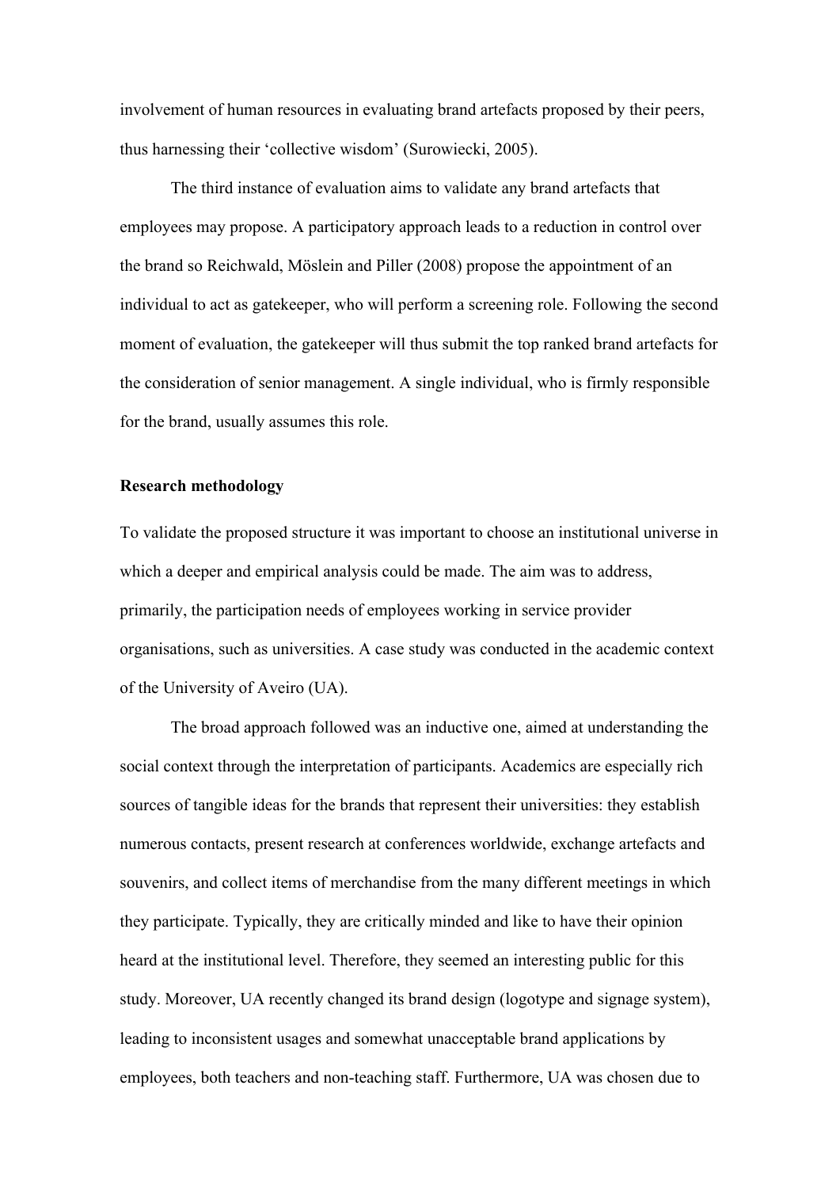involvement of human resources in evaluating brand artefacts proposed by their peers, thus harnessing their 'collective wisdom' (Surowiecki, 2005).

The third instance of evaluation aims to validate any brand artefacts that employees may propose. A participatory approach leads to a reduction in control over the brand so Reichwald, Möslein and Piller (2008) propose the appointment of an individual to act as gatekeeper, who will perform a screening role. Following the second moment of evaluation, the gatekeeper will thus submit the top ranked brand artefacts for the consideration of senior management. A single individual, who is firmly responsible for the brand, usually assumes this role.

**Research methodology**

To validate the proposed structure it was important to choose an institutional universe in which a deeper and empirical analysis could be made. The aim was to address, primarily, the participation needs of employees working in service provider organisations, such as universities. A case study was conducted in the academic context of the University of Aveiro (UA).

The broad approach followed was an inductive one, aimed at understanding the social context through the interpretation of participants. Academics are especially rich sources of tangible ideas for the brands that represent their universities: they establish numerous contacts, present research at conferences worldwide, exchange artefacts and souvenirs, and collect items of merchandise from the many different meetings in which they participate. Typically, they are critically minded and like to have their opinion heard at the institutional level. Therefore, they seemed an interesting public for this study. Moreover, UA recently changed its brand design (logotype and signage system), leading to inconsistent usages and somewhat unacceptable brand applications by employees, both teachers and non-teaching staff. Furthermore, UA was chosen due to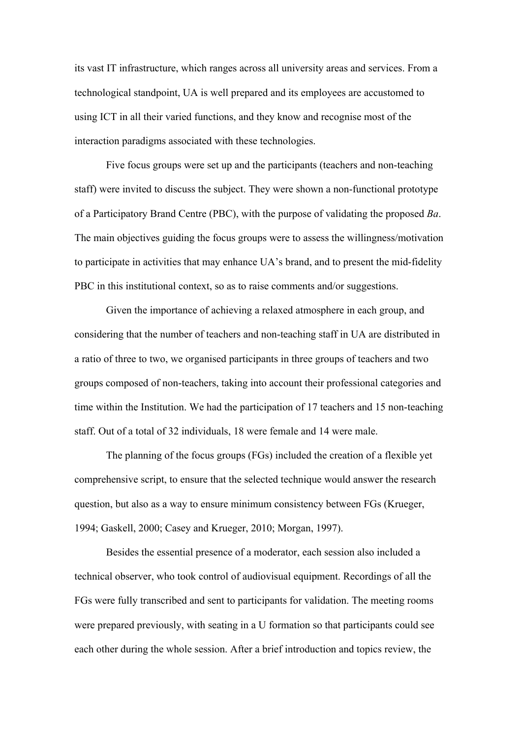its vast IT infrastructure, which ranges across all university areas and services. From a technological standpoint, UA is well prepared and its employees are accustomed to using ICT in all their varied functions, and they know and recognise most of the interaction paradigms associated with these technologies.

Five focus groups were set up and the participants (teachers and non-teaching staff) were invited to discuss the subject. They were shown a non-functional prototype of a Participatory Brand Centre (PBC), with the purpose of validating the proposed *Ba*. The main objectives guiding the focus groups were to assess the willingness/motivation to participate in activities that may enhance UA's brand, and to present the mid-fidelity PBC in this institutional context, so as to raise comments and/or suggestions.

Given the importance of achieving a relaxed atmosphere in each group, and considering that the number of teachers and non-teaching staff in UA are distributed in a ratio of three to two, we organised participants in three groups of teachers and two groups composed of non-teachers, taking into account their professional categories and time within the Institution. We had the participation of 17 teachers and 15 non-teaching staff. Out of a total of 32 individuals, 18 were female and 14 were male.

The planning of the focus groups (FGs) included the creation of a flexible yet comprehensive script, to ensure that the selected technique would answer the research question, but also as a way to ensure minimum consistency between FGs (Krueger, 1994; Gaskell, 2000; Casey and Krueger, 2010; Morgan, 1997).

Besides the essential presence of a moderator, each session also included a technical observer, who took control of audiovisual equipment. Recordings of all the FGs were fully transcribed and sent to participants for validation. The meeting rooms were prepared previously, with seating in a U formation so that participants could see each other during the whole session. After a brief introduction and topics review, the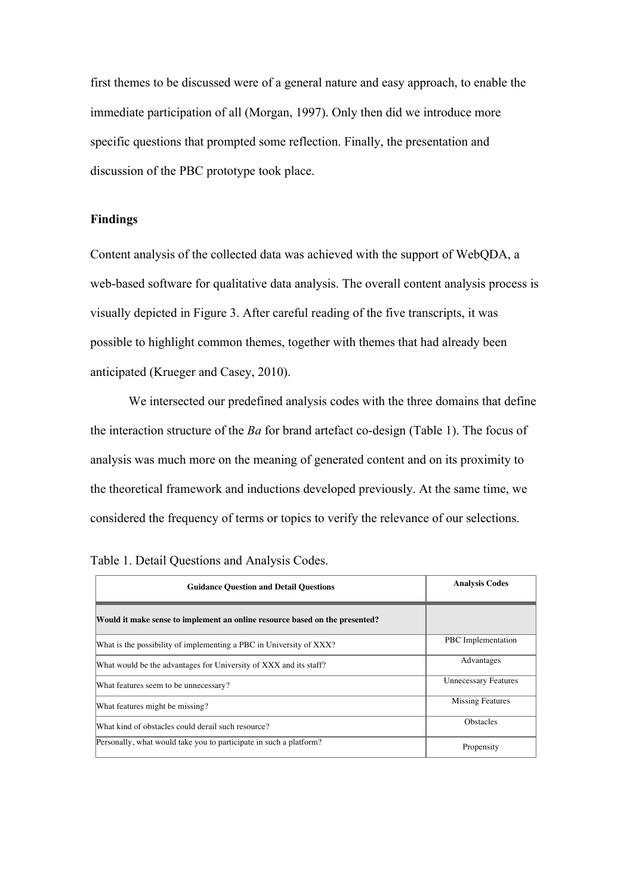first themes to be discussed were of a general nature and easy approach, to enable the immediate participation of all (Morgan, 1997). Only then did we introduce more specific questions that prompted some reflection. Finally, the presentation and discussion of the PBC prototype took place.

## Findings

Content analysis of the collected data was achieved with the support of WebQDA, a web-based software for qualitative data analysis. The overall content analysis process is visually depicted in Figure 3. After careful reading of the five transcripts, it was possible to highlight common themes, together with themes that had already been anticipated (Krueger and Casey, 2010).

We intersected our predefined analysis codes with the three domains that define the interaction structure of the *Ba* for brand artefact co-design (Table 1). The focus of analysis was much more on the meaning of generated content and on its proximity to the theoretical framework and inductions developed previously. At the same time, we considered the frequency of terms or topics to verify the relevance of our selections.

Table 1. Detail Questions and Analysis Codes.

| Guidance Question and Detail Questions | Analysis Codes |
|---|---|
| **Would it make sense to implement an online resource based on the presented?** | |
| What is the possibility of implementing a PBC in University of XXX? | PBC Implementation |
| What would be the advantages for University of XXX and its staff? | Advantages |
| What features seem to be unnecessary? | Unnecessary Features |
| What features might be missing? | Missing Features |
| What kind of obstacles could derail such resource? | Obstacles |
| Personally, what would take you to participate in such a platform? | Propensity |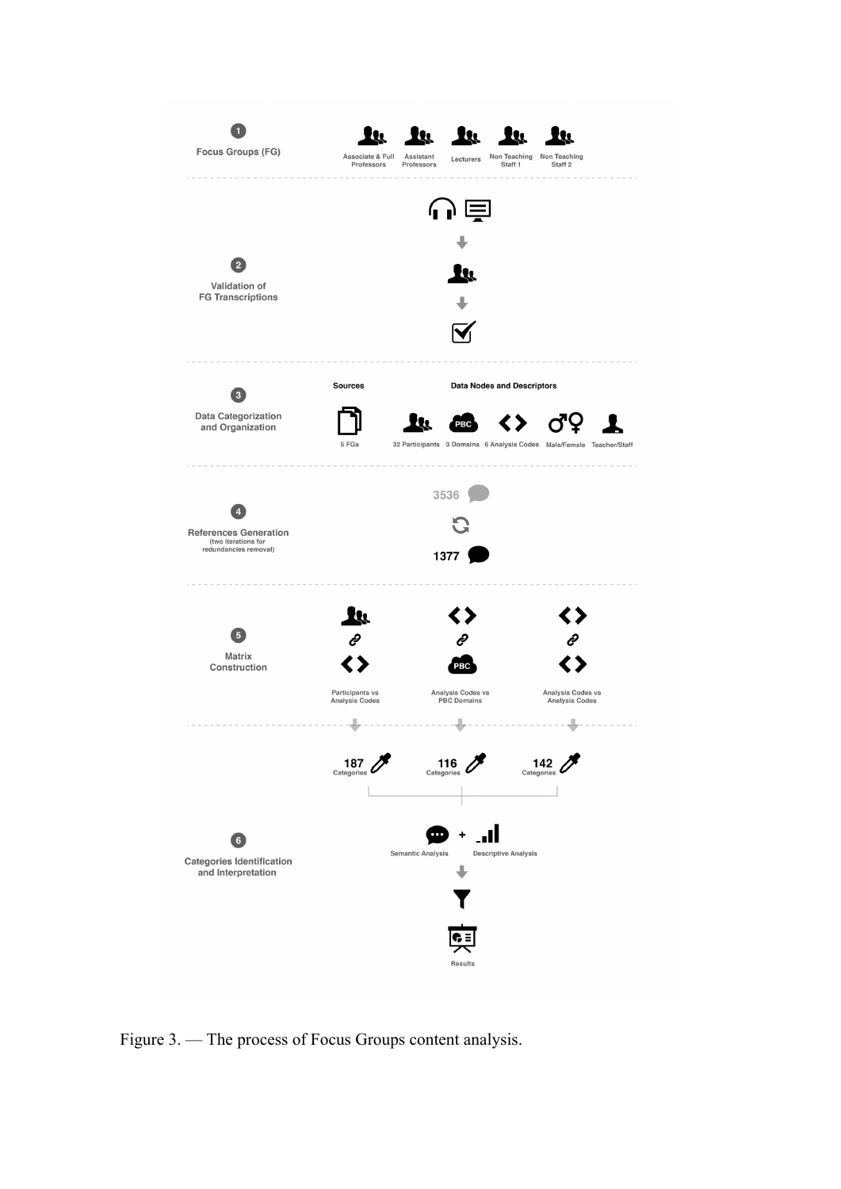1 Focus Groups (FG)

Associate & Full Professors | Assistant Professors | Lecturers | Non Teaching Staff 1 | Non Teaching Staff 2

2 Validation of FG Transcriptions

3 Data Categorization and Organization

Sources: 5 FGs

Data Nodes and Descriptors: 32 Participants, 3 Domains, 6 Analysis Codes, Male/Female, Teacher/Staff

4 References Generation (two iterations for redundancies removal)

3536

1377

5 Matrix Construction

Participants vs Analysis Codes | Analysis Codes vs PBC Domains | Analysis Codes vs Analysis Codes

187 Categories | 116 Categories | 142 Categories

6 Categories Identification and Interpretation

Semantic Analysis + Descriptive Analysis

Results

Figure 3. — The process of Focus Groups content analysis.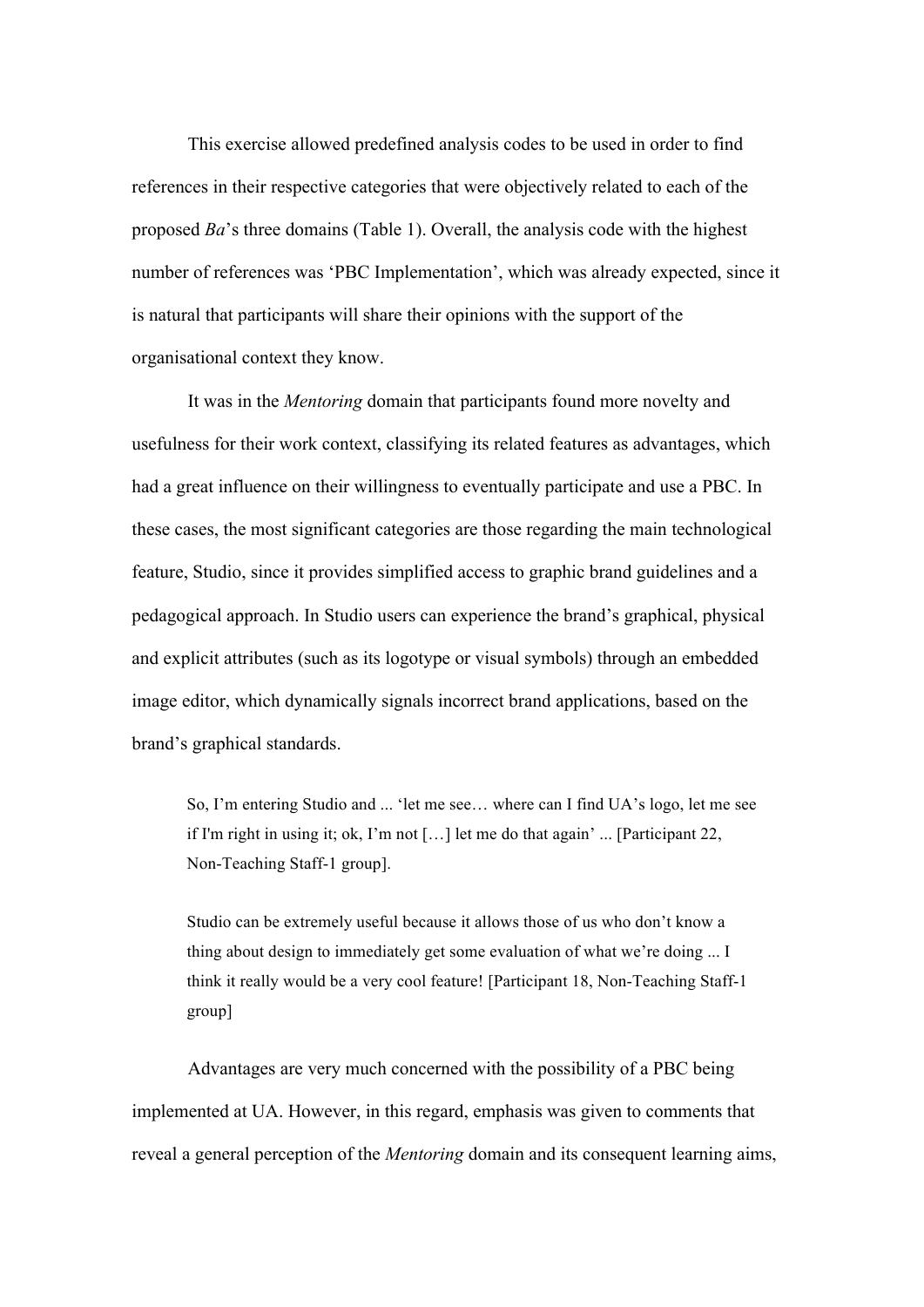This exercise allowed predefined analysis codes to be used in order to find references in their respective categories that were objectively related to each of the proposed *Ba*'s three domains (Table 1). Overall, the analysis code with the highest number of references was 'PBC Implementation', which was already expected, since it is natural that participants will share their opinions with the support of the organisational context they know.

It was in the *Mentoring* domain that participants found more novelty and usefulness for their work context, classifying its related features as advantages, which had a great influence on their willingness to eventually participate and use a PBC. In these cases, the most significant categories are those regarding the main technological feature, Studio, since it provides simplified access to graphic brand guidelines and a pedagogical approach. In Studio users can experience the brand's graphical, physical and explicit attributes (such as its logotype or visual symbols) through an embedded image editor, which dynamically signals incorrect brand applications, based on the brand's graphical standards.

> So, I'm entering Studio and ... 'let me see… where can I find UA's logo, let me see if I'm right in using it; ok, I'm not […] let me do that again' ... [Participant 22, Non-Teaching Staff-1 group].

> Studio can be extremely useful because it allows those of us who don't know a thing about design to immediately get some evaluation of what we're doing ... I think it really would be a very cool feature! [Participant 18, Non-Teaching Staff-1 group]

Advantages are very much concerned with the possibility of a PBC being implemented at UA. However, in this regard, emphasis was given to comments that reveal a general perception of the *Mentoring* domain and its consequent learning aims,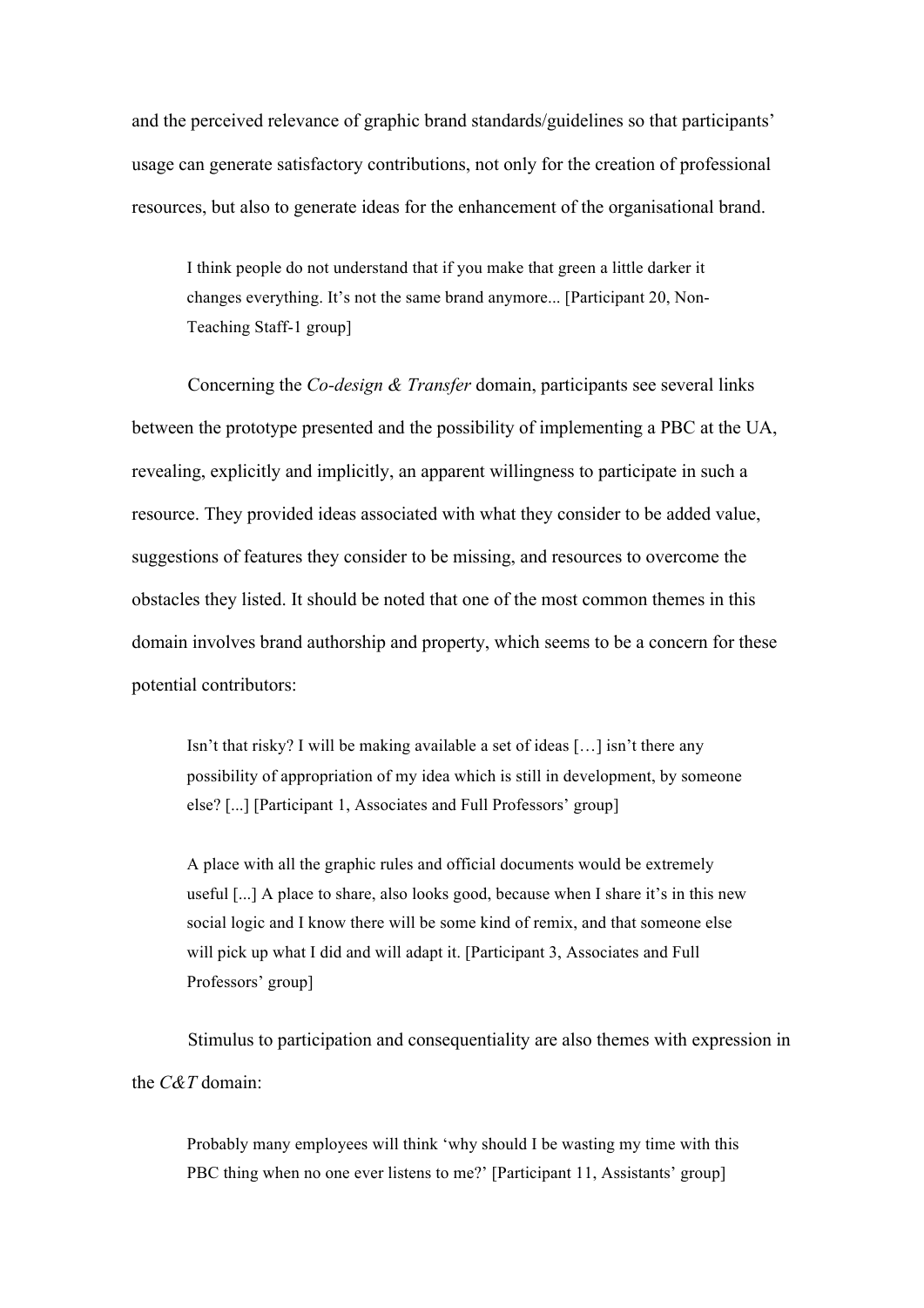and the perceived relevance of graphic brand standards/guidelines so that participants' usage can generate satisfactory contributions, not only for the creation of professional resources, but also to generate ideas for the enhancement of the organisational brand.

> I think people do not understand that if you make that green a little darker it changes everything. It's not the same brand anymore... [Participant 20, Non-Teaching Staff-1 group]

Concerning the *Co-design & Transfer* domain, participants see several links between the prototype presented and the possibility of implementing a PBC at the UA, revealing, explicitly and implicitly, an apparent willingness to participate in such a resource. They provided ideas associated with what they consider to be added value, suggestions of features they consider to be missing, and resources to overcome the obstacles they listed. It should be noted that one of the most common themes in this domain involves brand authorship and property, which seems to be a concern for these potential contributors:

> Isn't that risky? I will be making available a set of ideas […] isn't there any possibility of appropriation of my idea which is still in development, by someone else? [...] [Participant 1, Associates and Full Professors' group]

> A place with all the graphic rules and official documents would be extremely useful [...] A place to share, also looks good, because when I share it's in this new social logic and I know there will be some kind of remix, and that someone else will pick up what I did and will adapt it. [Participant 3, Associates and Full Professors' group]

Stimulus to participation and consequentiality are also themes with expression in the *C&T* domain:

> Probably many employees will think 'why should I be wasting my time with this PBC thing when no one ever listens to me?' [Participant 11, Assistants' group]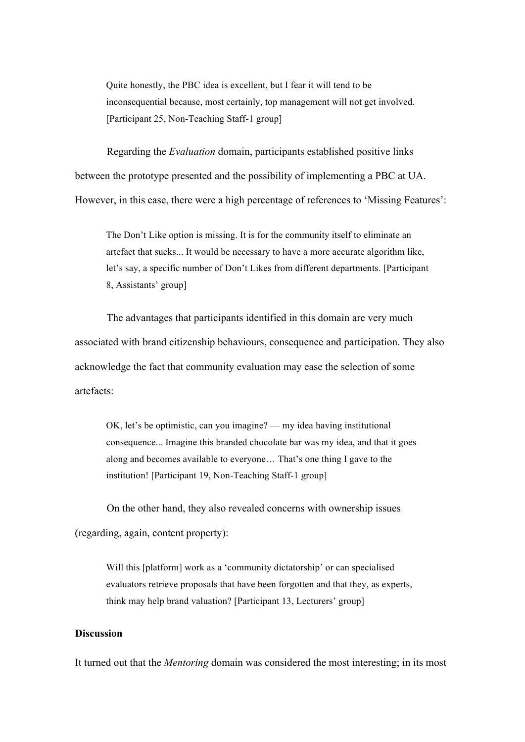> Quite honestly, the PBC idea is excellent, but I fear it will tend to be inconsequential because, most certainly, top management will not get involved. [Participant 25, Non-Teaching Staff-1 group]

Regarding the *Evaluation* domain, participants established positive links between the prototype presented and the possibility of implementing a PBC at UA. However, in this case, there were a high percentage of references to 'Missing Features':

> The Don't Like option is missing. It is for the community itself to eliminate an artefact that sucks... It would be necessary to have a more accurate algorithm like, let's say, a specific number of Don't Likes from different departments. [Participant 8, Assistants' group]

The advantages that participants identified in this domain are very much associated with brand citizenship behaviours, consequence and participation. They also acknowledge the fact that community evaluation may ease the selection of some artefacts:

> OK, let's be optimistic, can you imagine? — my idea having institutional consequence... Imagine this branded chocolate bar was my idea, and that it goes along and becomes available to everyone… That's one thing I gave to the institution! [Participant 19, Non-Teaching Staff-1 group]

On the other hand, they also revealed concerns with ownership issues (regarding, again, content property):

> Will this [platform] work as a 'community dictatorship' or can specialised evaluators retrieve proposals that have been forgotten and that they, as experts, think may help brand valuation? [Participant 13, Lecturers' group]

**Discussion**

It turned out that the *Mentoring* domain was considered the most interesting; in its most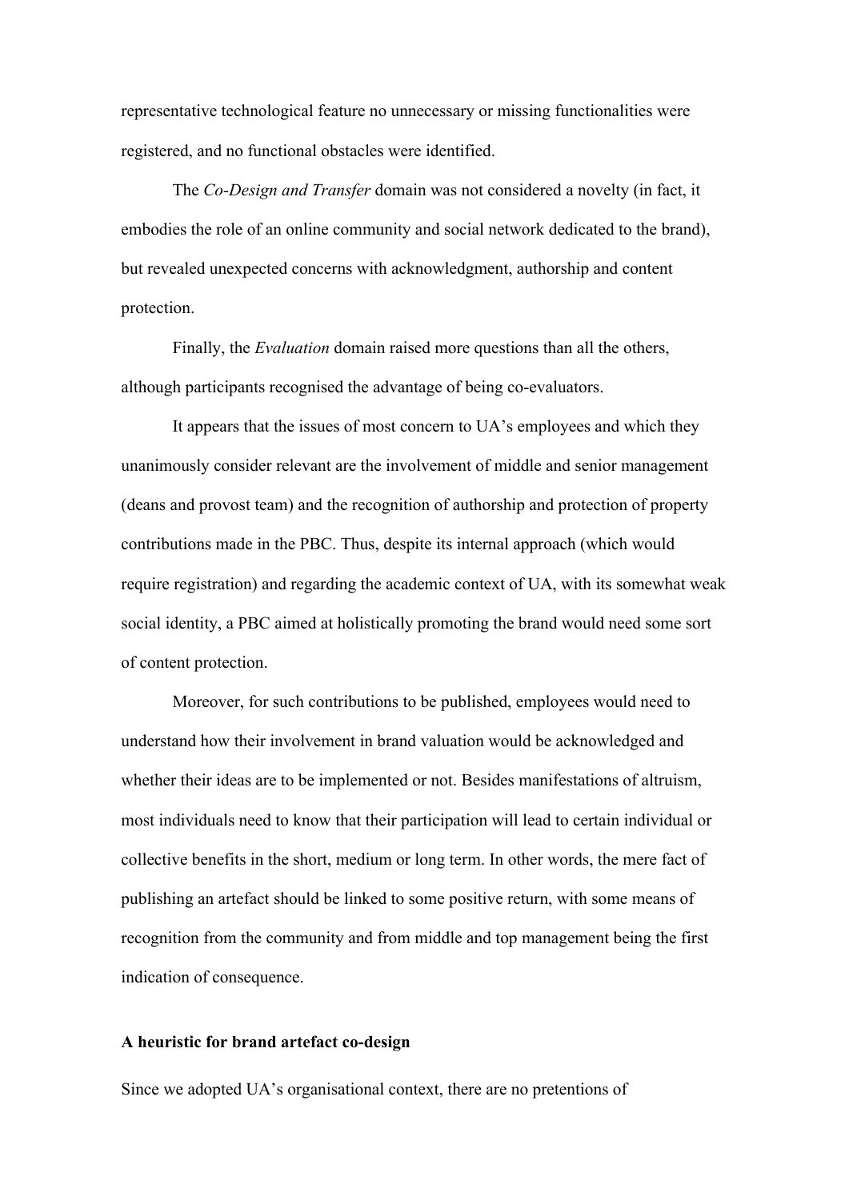representative technological feature no unnecessary or missing functionalities were registered, and no functional obstacles were identified.

The *Co-Design and Transfer* domain was not considered a novelty (in fact, it embodies the role of an online community and social network dedicated to the brand), but revealed unexpected concerns with acknowledgment, authorship and content protection.

Finally, the *Evaluation* domain raised more questions than all the others, although participants recognised the advantage of being co-evaluators.

It appears that the issues of most concern to UA's employees and which they unanimously consider relevant are the involvement of middle and senior management (deans and provost team) and the recognition of authorship and protection of property contributions made in the PBC. Thus, despite its internal approach (which would require registration) and regarding the academic context of UA, with its somewhat weak social identity, a PBC aimed at holistically promoting the brand would need some sort of content protection.

Moreover, for such contributions to be published, employees would need to understand how their involvement in brand valuation would be acknowledged and whether their ideas are to be implemented or not. Besides manifestations of altruism, most individuals need to know that their participation will lead to certain individual or collective benefits in the short, medium or long term. In other words, the mere fact of publishing an artefact should be linked to some positive return, with some means of recognition from the community and from middle and top management being the first indication of consequence.

**A heuristic for brand artefact co-design**

Since we adopted UA's organisational context, there are no pretentions of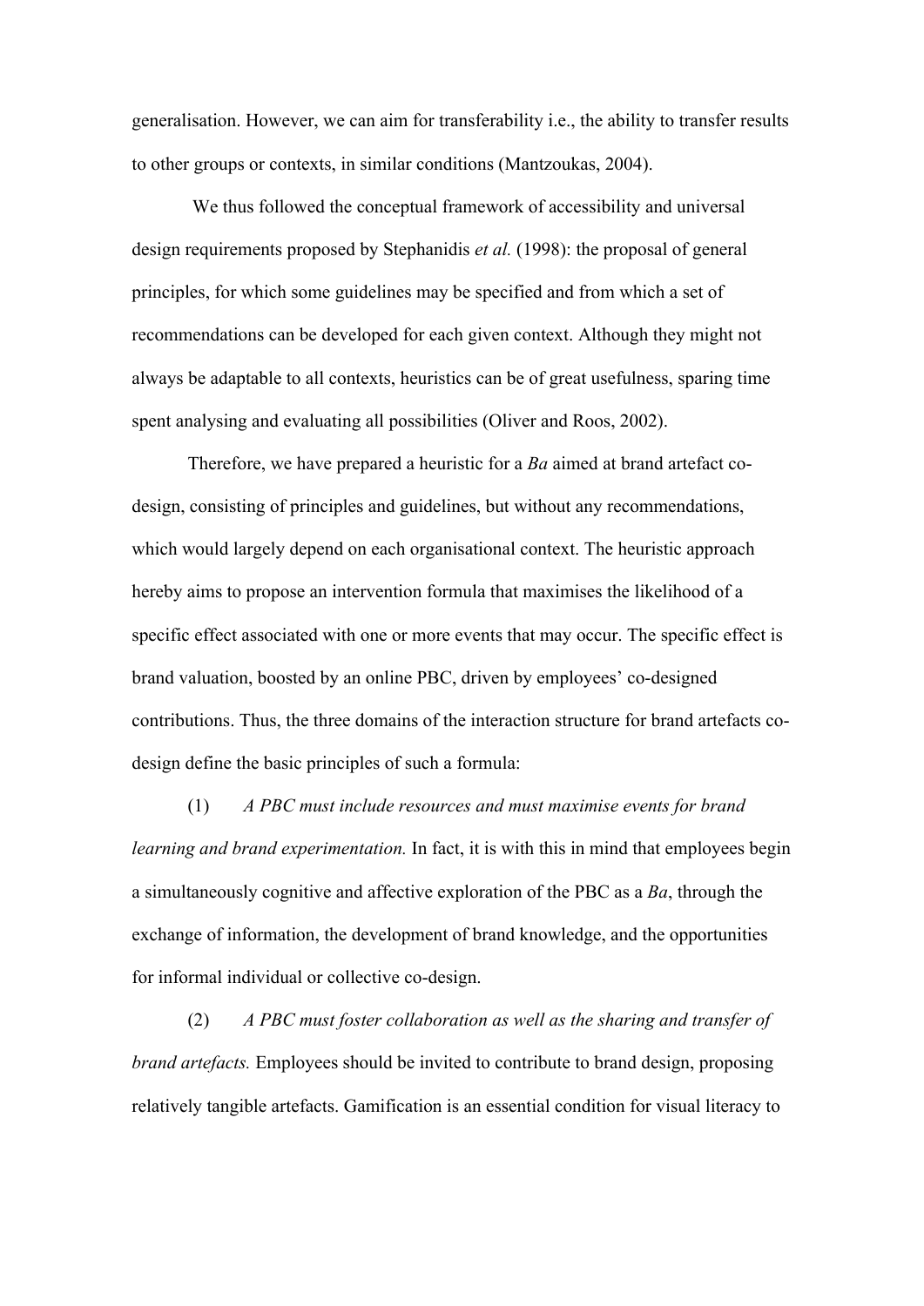generalisation. However, we can aim for transferability i.e., the ability to transfer results to other groups or contexts, in similar conditions (Mantzoukas, 2004).

We thus followed the conceptual framework of accessibility and universal design requirements proposed by Stephanidis *et al.* (1998): the proposal of general principles, for which some guidelines may be specified and from which a set of recommendations can be developed for each given context. Although they might not always be adaptable to all contexts, heuristics can be of great usefulness, sparing time spent analysing and evaluating all possibilities (Oliver and Roos, 2002).

Therefore, we have prepared a heuristic for a *Ba* aimed at brand artefact co-design, consisting of principles and guidelines, but without any recommendations, which would largely depend on each organisational context. The heuristic approach hereby aims to propose an intervention formula that maximises the likelihood of a specific effect associated with one or more events that may occur. The specific effect is brand valuation, boosted by an online PBC, driven by employees' co-designed contributions. Thus, the three domains of the interaction structure for brand artefacts co-design define the basic principles of such a formula:

(1) *A PBC must include resources and must maximise events for brand learning and brand experimentation.* In fact, it is with this in mind that employees begin a simultaneously cognitive and affective exploration of the PBC as a *Ba*, through the exchange of information, the development of brand knowledge, and the opportunities for informal individual or collective co-design.

(2) *A PBC must foster collaboration as well as the sharing and transfer of brand artefacts.* Employees should be invited to contribute to brand design, proposing relatively tangible artefacts. Gamification is an essential condition for visual literacy to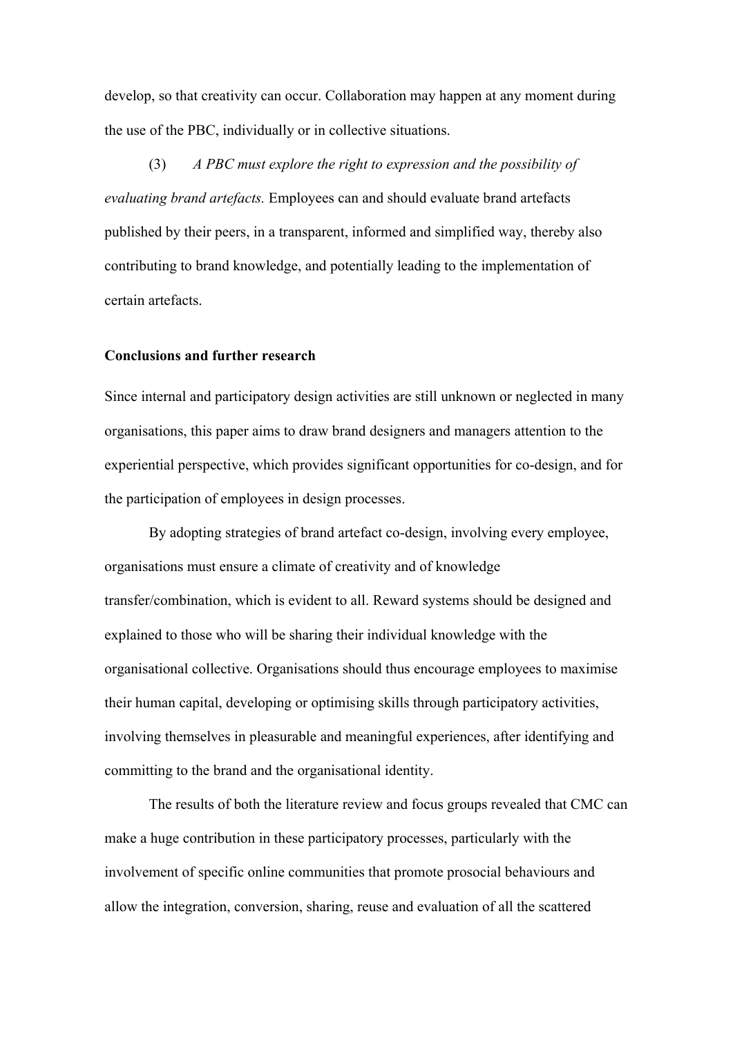develop, so that creativity can occur. Collaboration may happen at any moment during the use of the PBC, individually or in collective situations.

(3) *A PBC must explore the right to expression and the possibility of evaluating brand artefacts.* Employees can and should evaluate brand artefacts published by their peers, in a transparent, informed and simplified way, thereby also contributing to brand knowledge, and potentially leading to the implementation of certain artefacts.

## Conclusions and further research

Since internal and participatory design activities are still unknown or neglected in many organisations, this paper aims to draw brand designers and managers attention to the experiential perspective, which provides significant opportunities for co-design, and for the participation of employees in design processes.

By adopting strategies of brand artefact co-design, involving every employee, organisations must ensure a climate of creativity and of knowledge transfer/combination, which is evident to all. Reward systems should be designed and explained to those who will be sharing their individual knowledge with the organisational collective. Organisations should thus encourage employees to maximise their human capital, developing or optimising skills through participatory activities, involving themselves in pleasurable and meaningful experiences, after identifying and committing to the brand and the organisational identity.

The results of both the literature review and focus groups revealed that CMC can make a huge contribution in these participatory processes, particularly with the involvement of specific online communities that promote prosocial behaviours and allow the integration, conversion, sharing, reuse and evaluation of all the scattered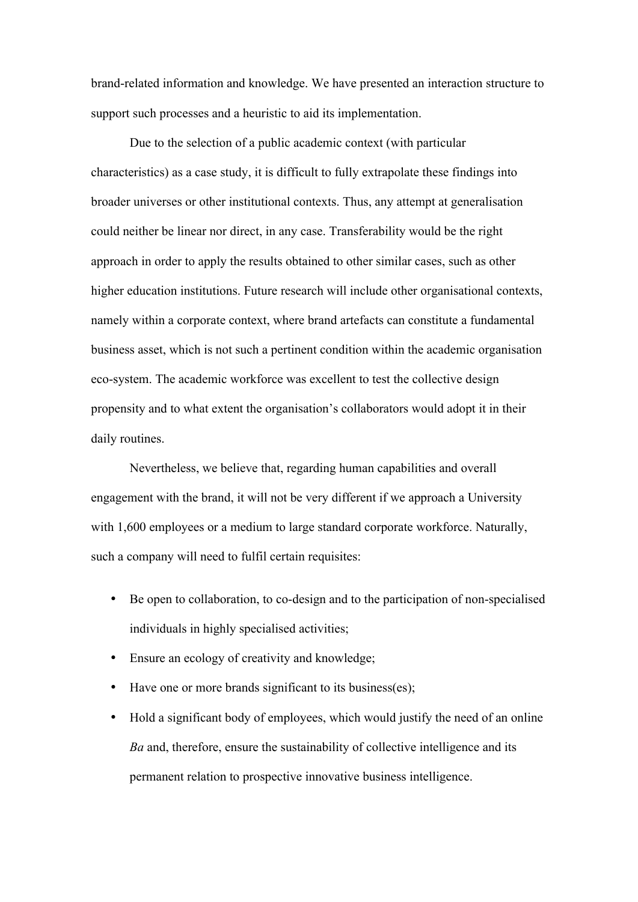brand-related information and knowledge. We have presented an interaction structure to support such processes and a heuristic to aid its implementation.

Due to the selection of a public academic context (with particular characteristics) as a case study, it is difficult to fully extrapolate these findings into broader universes or other institutional contexts. Thus, any attempt at generalisation could neither be linear nor direct, in any case. Transferability would be the right approach in order to apply the results obtained to other similar cases, such as other higher education institutions. Future research will include other organisational contexts, namely within a corporate context, where brand artefacts can constitute a fundamental business asset, which is not such a pertinent condition within the academic organisation eco-system. The academic workforce was excellent to test the collective design propensity and to what extent the organisation's collaborators would adopt it in their daily routines.

Nevertheless, we believe that, regarding human capabilities and overall engagement with the brand, it will not be very different if we approach a University with 1,600 employees or a medium to large standard corporate workforce. Naturally, such a company will need to fulfil certain requisites:

- Be open to collaboration, to co-design and to the participation of non-specialised individuals in highly specialised activities;
- Ensure an ecology of creativity and knowledge;
- Have one or more brands significant to its business(es);
- Hold a significant body of employees, which would justify the need of an online *Ba* and, therefore, ensure the sustainability of collective intelligence and its permanent relation to prospective innovative business intelligence.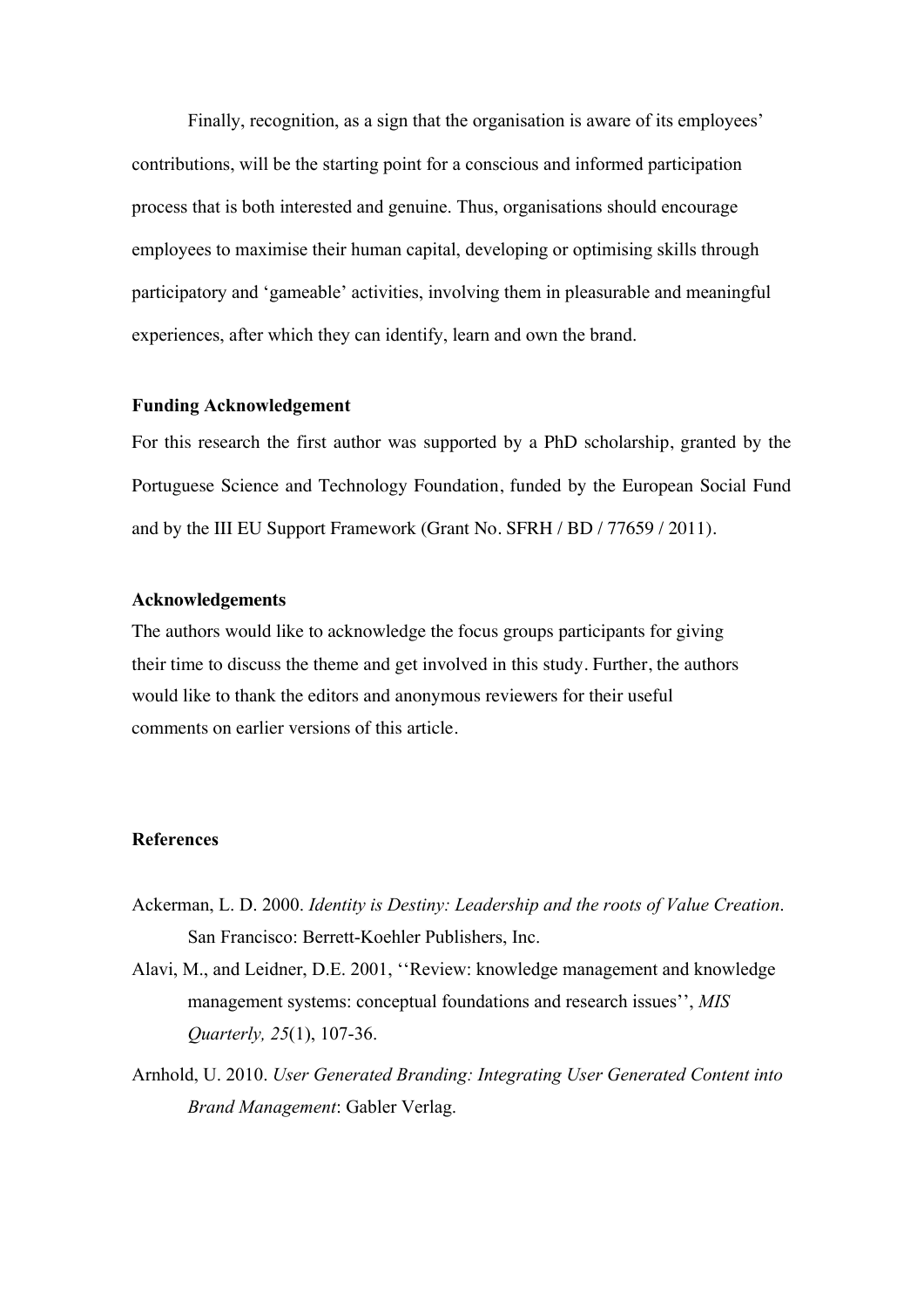Finally, recognition, as a sign that the organisation is aware of its employees' contributions, will be the starting point for a conscious and informed participation process that is both interested and genuine. Thus, organisations should encourage employees to maximise their human capital, developing or optimising skills through participatory and 'gameable' activities, involving them in pleasurable and meaningful experiences, after which they can identify, learn and own the brand.

**Funding Acknowledgement**

For this research the first author was supported by a PhD scholarship, granted by the Portuguese Science and Technology Foundation, funded by the European Social Fund and by the III EU Support Framework (Grant No. SFRH / BD / 77659 / 2011).

**Acknowledgements**

The authors would like to acknowledge the focus groups participants for giving their time to discuss the theme and get involved in this study. Further, the authors would like to thank the editors and anonymous reviewers for their useful comments on earlier versions of this article.

**References**

Ackerman, L. D. 2000. *Identity is Destiny: Leadership and the roots of Value Creation*. San Francisco: Berrett-Koehler Publishers, Inc.

Alavi, M., and Leidner, D.E. 2001, ''Review: knowledge management and knowledge management systems: conceptual foundations and research issues'', *MIS Quarterly, 25*(1), 107-36.

Arnhold, U. 2010. *User Generated Branding: Integrating User Generated Content into Brand Management*: Gabler Verlag.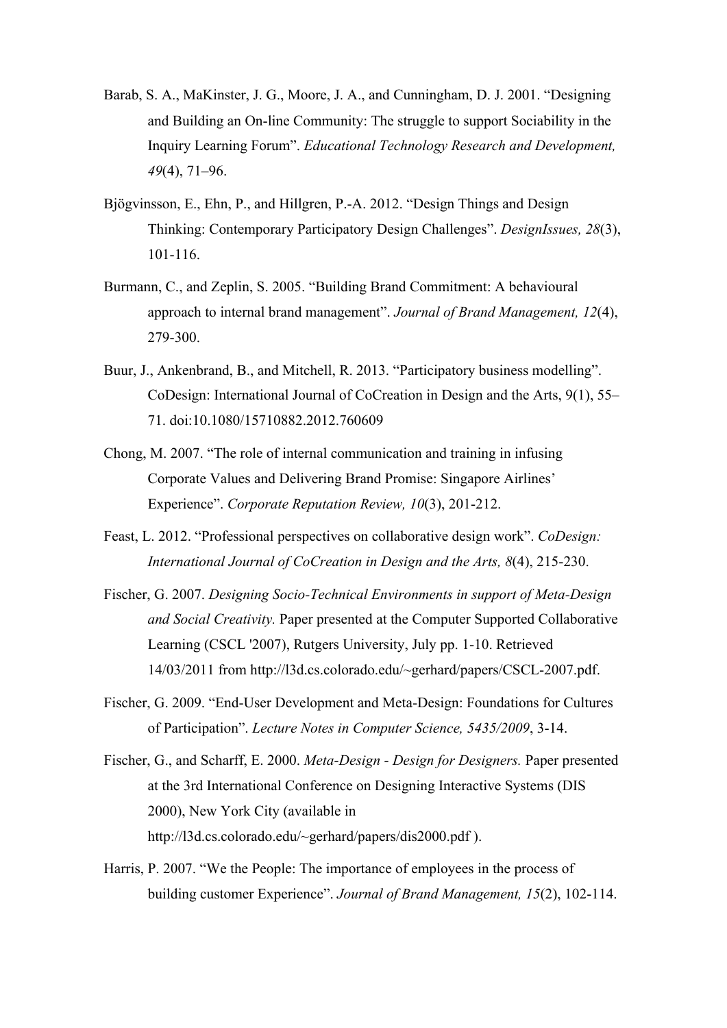Barab, S. A., MaKinster, J. G., Moore, J. A., and Cunningham, D. J. 2001. "Designing and Building an On-line Community: The struggle to support Sociability in the Inquiry Learning Forum". *Educational Technology Research and Development, 49*(4), 71–96.

Bjögvinsson, E., Ehn, P., and Hillgren, P.-A. 2012. "Design Things and Design Thinking: Contemporary Participatory Design Challenges". *DesignIssues, 28*(3), 101-116.

Burmann, C., and Zeplin, S. 2005. "Building Brand Commitment: A behavioural approach to internal brand management". *Journal of Brand Management, 12*(4), 279-300.

Buur, J., Ankenbrand, B., and Mitchell, R. 2013. "Participatory business modelling". CoDesign: International Journal of CoCreation in Design and the Arts, 9(1), 55–71. doi:10.1080/15710882.2012.760609

Chong, M. 2007. "The role of internal communication and training in infusing Corporate Values and Delivering Brand Promise: Singapore Airlines' Experience". *Corporate Reputation Review, 10*(3), 201-212.

Feast, L. 2012. "Professional perspectives on collaborative design work". *CoDesign: International Journal of CoCreation in Design and the Arts, 8*(4), 215-230.

Fischer, G. 2007. *Designing Socio-Technical Environments in support of Meta-Design and Social Creativity.* Paper presented at the Computer Supported Collaborative Learning (CSCL '2007), Rutgers University, July pp. 1-10. Retrieved 14/03/2011 from http://l3d.cs.colorado.edu/~gerhard/papers/CSCL-2007.pdf.

Fischer, G. 2009. "End-User Development and Meta-Design: Foundations for Cultures of Participation". *Lecture Notes in Computer Science, 5435/2009*, 3-14.

Fischer, G., and Scharff, E. 2000. *Meta-Design - Design for Designers.* Paper presented at the 3rd International Conference on Designing Interactive Systems (DIS 2000), New York City (available in http://l3d.cs.colorado.edu/~gerhard/papers/dis2000.pdf ).

Harris, P. 2007. "We the People: The importance of employees in the process of building customer Experience". *Journal of Brand Management, 15*(2), 102-114.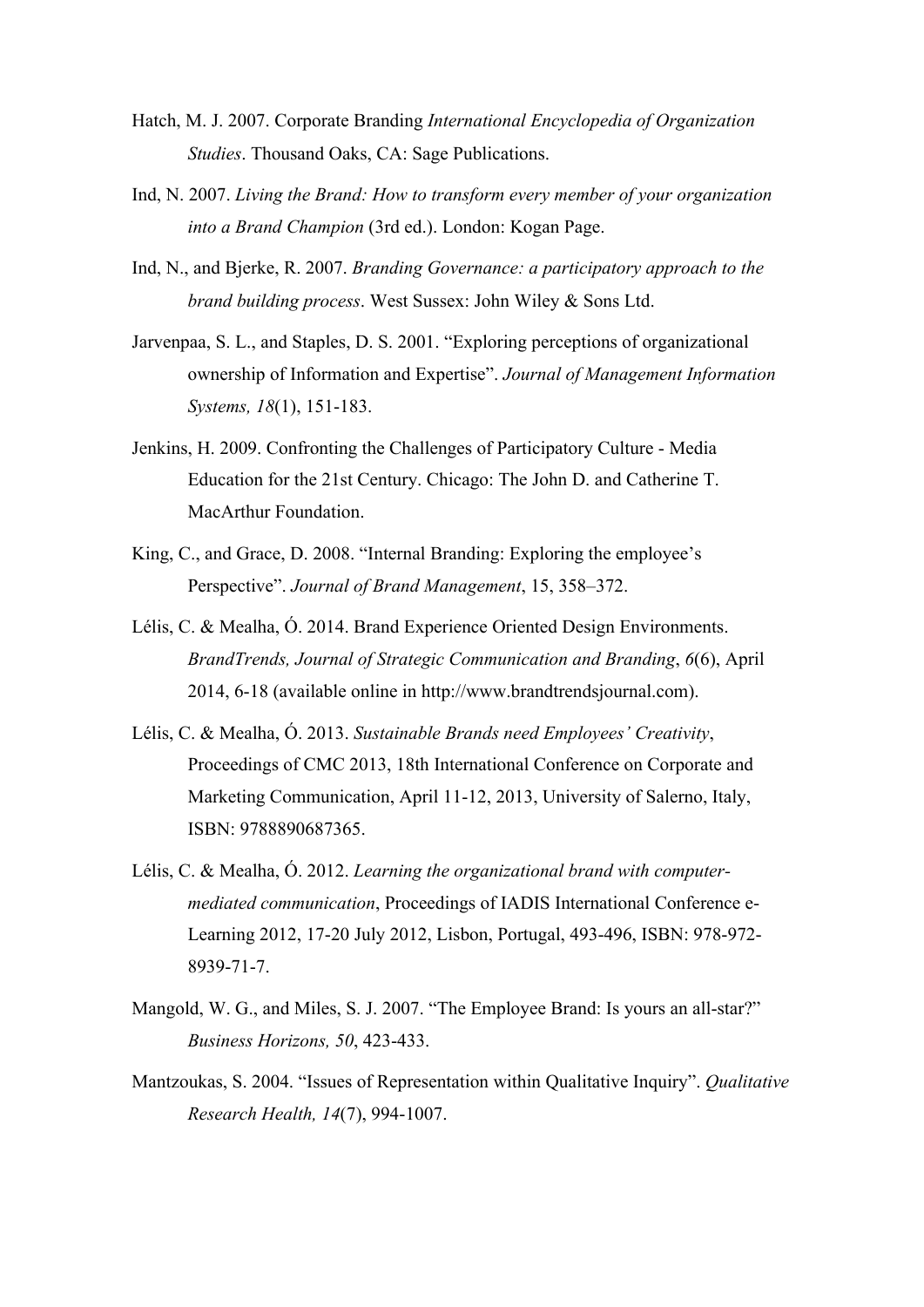Hatch, M. J. 2007. Corporate Branding *International Encyclopedia of Organization Studies*. Thousand Oaks, CA: Sage Publications.

Ind, N. 2007. *Living the Brand: How to transform every member of your organization into a Brand Champion* (3rd ed.). London: Kogan Page.

Ind, N., and Bjerke, R. 2007. *Branding Governance: a participatory approach to the brand building process*. West Sussex: John Wiley & Sons Ltd.

Jarvenpaa, S. L., and Staples, D. S. 2001. "Exploring perceptions of organizational ownership of Information and Expertise". *Journal of Management Information Systems, 18*(1), 151-183.

Jenkins, H. 2009. Confronting the Challenges of Participatory Culture - Media Education for the 21st Century. Chicago: The John D. and Catherine T. MacArthur Foundation.

King, C., and Grace, D. 2008. "Internal Branding: Exploring the employee's Perspective". *Journal of Brand Management*, 15, 358–372.

Lélis, C. & Mealha, Ó. 2014. Brand Experience Oriented Design Environments. *BrandTrends, Journal of Strategic Communication and Branding*, *6*(6), April 2014, 6-18 (available online in http://www.brandtrendsjournal.com).

Lélis, C. & Mealha, Ó. 2013. *Sustainable Brands need Employees' Creativity*, Proceedings of CMC 2013, 18th International Conference on Corporate and Marketing Communication, April 11-12, 2013, University of Salerno, Italy, ISBN: 9788890687365.

Lélis, C. & Mealha, Ó. 2012. *Learning the organizational brand with computer-mediated communication*, Proceedings of IADIS International Conference e-Learning 2012, 17-20 July 2012, Lisbon, Portugal, 493-496, ISBN: 978-972-8939-71-7.

Mangold, W. G., and Miles, S. J. 2007. "The Employee Brand: Is yours an all-star?" *Business Horizons, 50*, 423-433.

Mantzoukas, S. 2004. "Issues of Representation within Qualitative Inquiry". *Qualitative Research Health, 14*(7), 994-1007.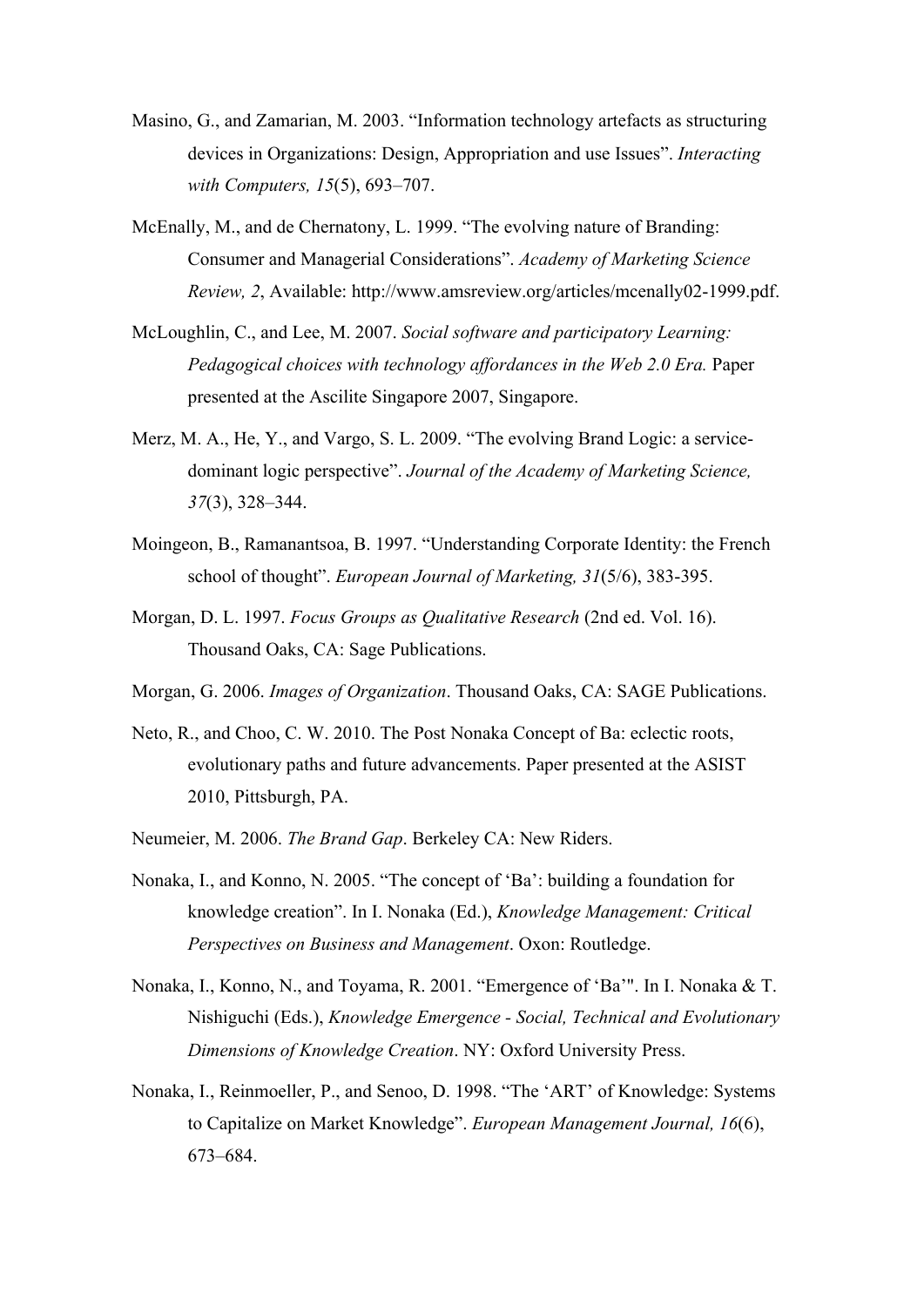Masino, G., and Zamarian, M. 2003. "Information technology artefacts as structuring devices in Organizations: Design, Appropriation and use Issues". *Interacting with Computers, 15*(5), 693–707.

McEnally, M., and de Chernatony, L. 1999. "The evolving nature of Branding: Consumer and Managerial Considerations". *Academy of Marketing Science Review, 2*, Available: http://www.amsreview.org/articles/mcenally02-1999.pdf.

McLoughlin, C., and Lee, M. 2007. *Social software and participatory Learning: Pedagogical choices with technology affordances in the Web 2.0 Era.* Paper presented at the Ascilite Singapore 2007, Singapore.

Merz, M. A., He, Y., and Vargo, S. L. 2009. "The evolving Brand Logic: a service-dominant logic perspective". *Journal of the Academy of Marketing Science, 37*(3), 328–344.

Moingeon, B., Ramanantsoa, B. 1997. "Understanding Corporate Identity: the French school of thought". *European Journal of Marketing, 31*(5/6), 383-395.

Morgan, D. L. 1997. *Focus Groups as Qualitative Research* (2nd ed. Vol. 16). Thousand Oaks, CA: Sage Publications.

Morgan, G. 2006. *Images of Organization*. Thousand Oaks, CA: SAGE Publications.

Neto, R., and Choo, C. W. 2010. The Post Nonaka Concept of Ba: eclectic roots, evolutionary paths and future advancements. Paper presented at the ASIST 2010, Pittsburgh, PA.

Neumeier, M. 2006. *The Brand Gap*. Berkeley CA: New Riders.

Nonaka, I., and Konno, N. 2005. "The concept of 'Ba': building a foundation for knowledge creation". In I. Nonaka (Ed.), *Knowledge Management: Critical Perspectives on Business and Management*. Oxon: Routledge.

Nonaka, I., Konno, N., and Toyama, R. 2001. "Emergence of 'Ba'". In I. Nonaka & T. Nishiguchi (Eds.), *Knowledge Emergence - Social, Technical and Evolutionary Dimensions of Knowledge Creation*. NY: Oxford University Press.

Nonaka, I., Reinmoeller, P., and Senoo, D. 1998. "The 'ART' of Knowledge: Systems to Capitalize on Market Knowledge". *European Management Journal, 16*(6), 673–684.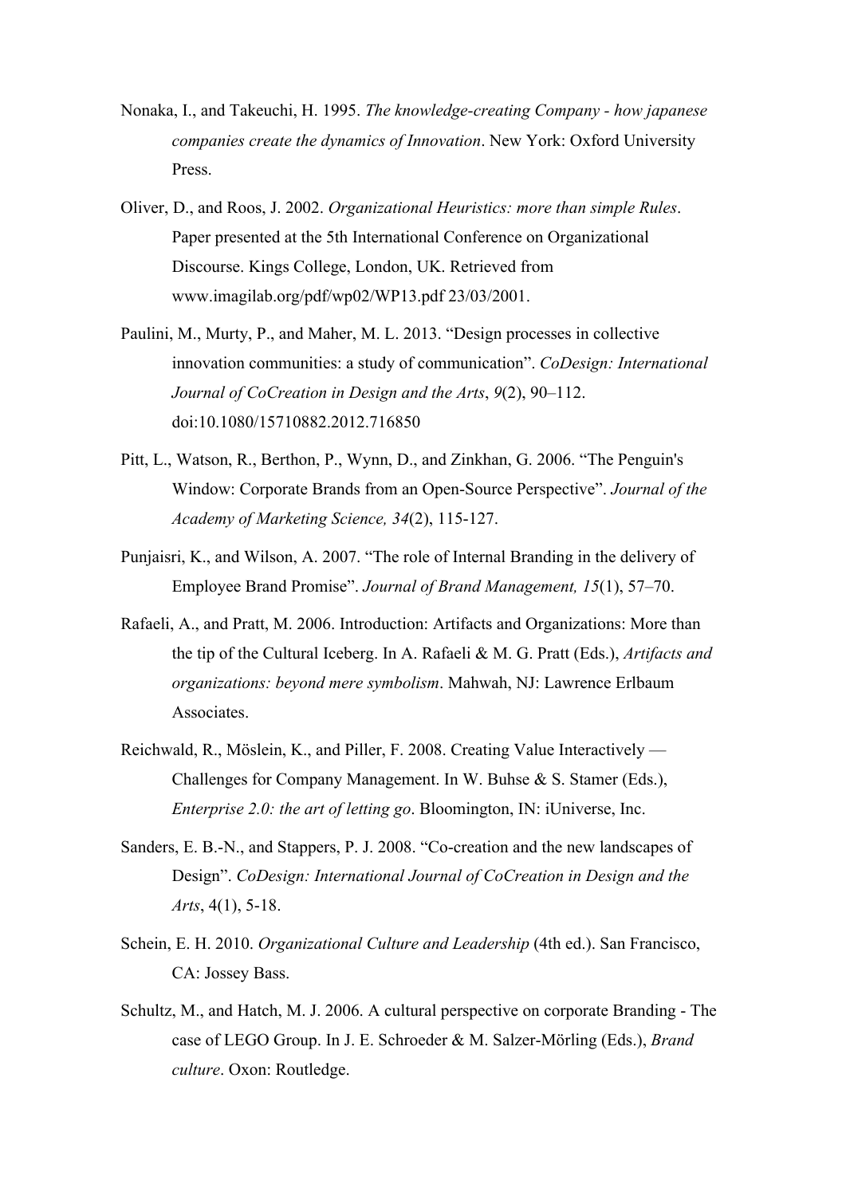Nonaka, I., and Takeuchi, H. 1995. *The knowledge-creating Company - how japanese companies create the dynamics of Innovation*. New York: Oxford University Press.

Oliver, D., and Roos, J. 2002. *Organizational Heuristics: more than simple Rules*. Paper presented at the 5th International Conference on Organizational Discourse. Kings College, London, UK. Retrieved from www.imagilab.org/pdf/wp02/WP13.pdf 23/03/2001.

Paulini, M., Murty, P., and Maher, M. L. 2013. "Design processes in collective innovation communities: a study of communication". *CoDesign: International Journal of CoCreation in Design and the Arts*, *9*(2), 90–112. doi:10.1080/15710882.2012.716850

Pitt, L., Watson, R., Berthon, P., Wynn, D., and Zinkhan, G. 2006. "The Penguin's Window: Corporate Brands from an Open-Source Perspective". *Journal of the Academy of Marketing Science, 34*(2), 115-127.

Punjaisri, K., and Wilson, A. 2007. "The role of Internal Branding in the delivery of Employee Brand Promise". *Journal of Brand Management, 15*(1), 57–70.

Rafaeli, A., and Pratt, M. 2006. Introduction: Artifacts and Organizations: More than the tip of the Cultural Iceberg. In A. Rafaeli & M. G. Pratt (Eds.), *Artifacts and organizations: beyond mere symbolism*. Mahwah, NJ: Lawrence Erlbaum Associates.

Reichwald, R., Möslein, K., and Piller, F. 2008. Creating Value Interactively — Challenges for Company Management. In W. Buhse & S. Stamer (Eds.), *Enterprise 2.0: the art of letting go*. Bloomington, IN: iUniverse, Inc.

Sanders, E. B.-N., and Stappers, P. J. 2008. "Co-creation and the new landscapes of Design". *CoDesign: International Journal of CoCreation in Design and the Arts*, 4(1), 5-18.

Schein, E. H. 2010. *Organizational Culture and Leadership* (4th ed.). San Francisco, CA: Jossey Bass.

Schultz, M., and Hatch, M. J. 2006. A cultural perspective on corporate Branding - The case of LEGO Group. In J. E. Schroeder & M. Salzer-Mörling (Eds.), *Brand culture*. Oxon: Routledge.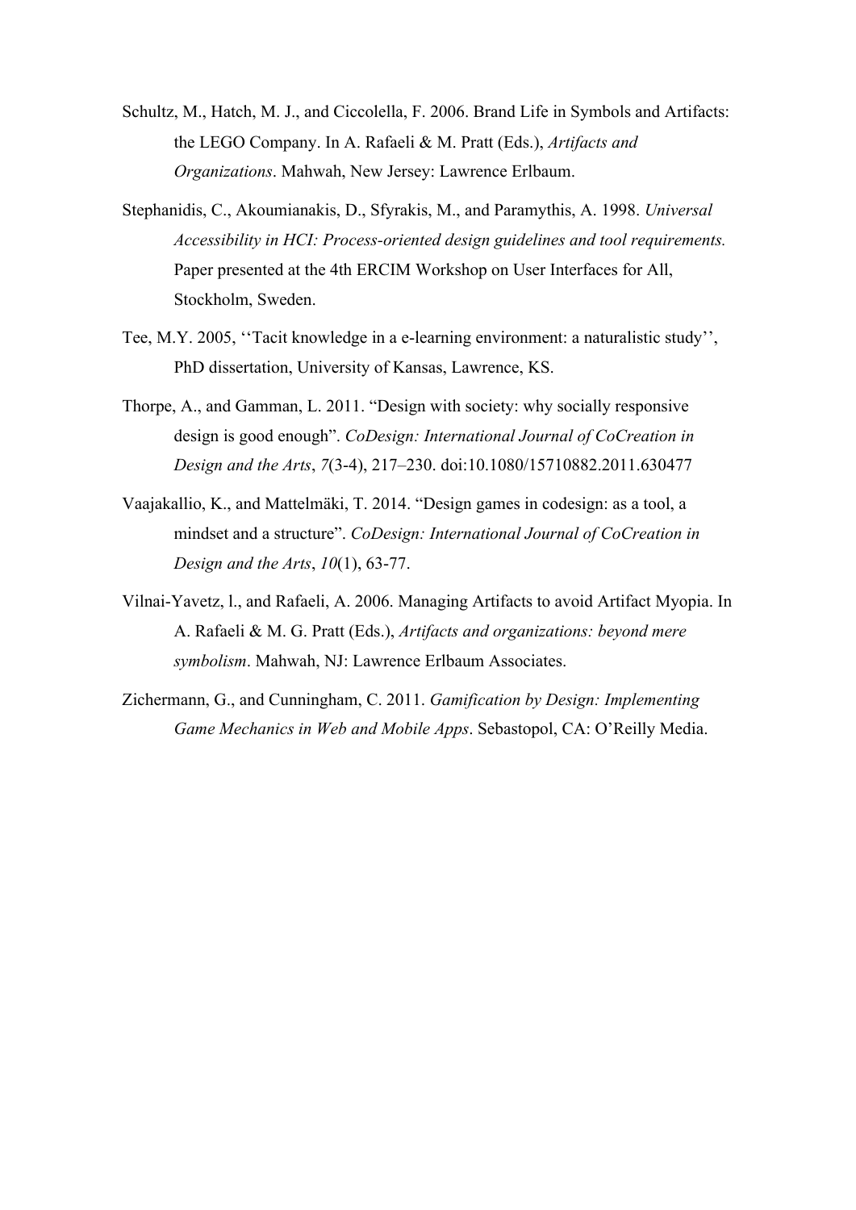Schultz, M., Hatch, M. J., and Ciccolella, F. 2006. Brand Life in Symbols and Artifacts: the LEGO Company. In A. Rafaeli & M. Pratt (Eds.), *Artifacts and Organizations*. Mahwah, New Jersey: Lawrence Erlbaum.

Stephanidis, C., Akoumianakis, D., Sfyrakis, M., and Paramythis, A. 1998. *Universal Accessibility in HCI: Process-oriented design guidelines and tool requirements.* Paper presented at the 4th ERCIM Workshop on User Interfaces for All, Stockholm, Sweden.

Tee, M.Y. 2005, ''Tacit knowledge in a e-learning environment: a naturalistic study'', PhD dissertation, University of Kansas, Lawrence, KS.

Thorpe, A., and Gamman, L. 2011. "Design with society: why socially responsive design is good enough". *CoDesign: International Journal of CoCreation in Design and the Arts*, *7*(3-4), 217–230. doi:10.1080/15710882.2011.630477

Vaajakallio, K., and Mattelmäki, T. 2014. "Design games in codesign: as a tool, a mindset and a structure". *CoDesign: International Journal of CoCreation in Design and the Arts*, *10*(1), 63-77.

Vilnai-Yavetz, l., and Rafaeli, A. 2006. Managing Artifacts to avoid Artifact Myopia. In A. Rafaeli & M. G. Pratt (Eds.), *Artifacts and organizations: beyond mere symbolism*. Mahwah, NJ: Lawrence Erlbaum Associates.

Zichermann, G., and Cunningham, C. 2011. *Gamification by Design: Implementing Game Mechanics in Web and Mobile Apps*. Sebastopol, CA: O'Reilly Media.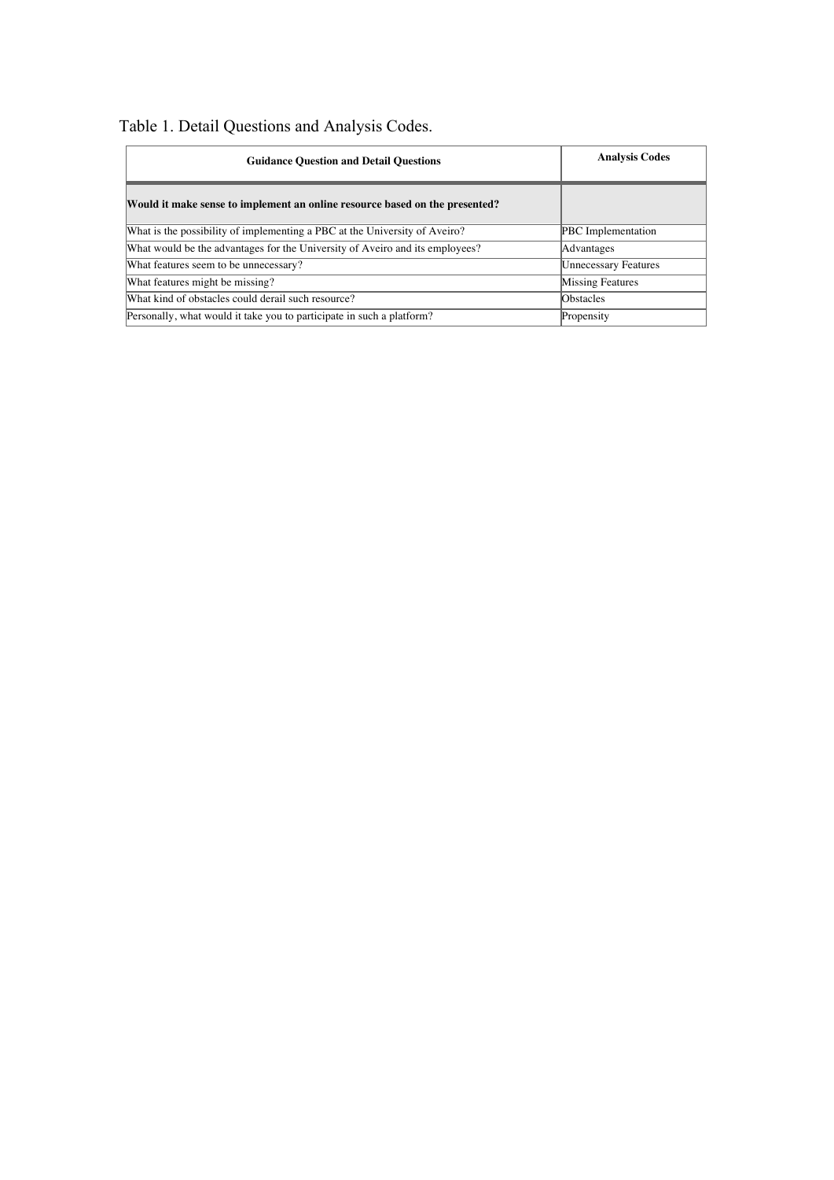Table 1. Detail Questions and Analysis Codes.

| **Guidance Question and Detail Questions** | **Analysis Codes** |
|---|---|
| **Would it make sense to implement an online resource based on the presented?** | |
| What is the possibility of implementing a PBC at the University of Aveiro? | PBC Implementation |
| What would be the advantages for the University of Aveiro and its employees? | Advantages |
| What features seem to be unnecessary? | Unnecessary Features |
| What features might be missing? | Missing Features |
| What kind of obstacles could derail such resource? | Obstacles |
| Personally, what would it take you to participate in such a platform? | Propensity |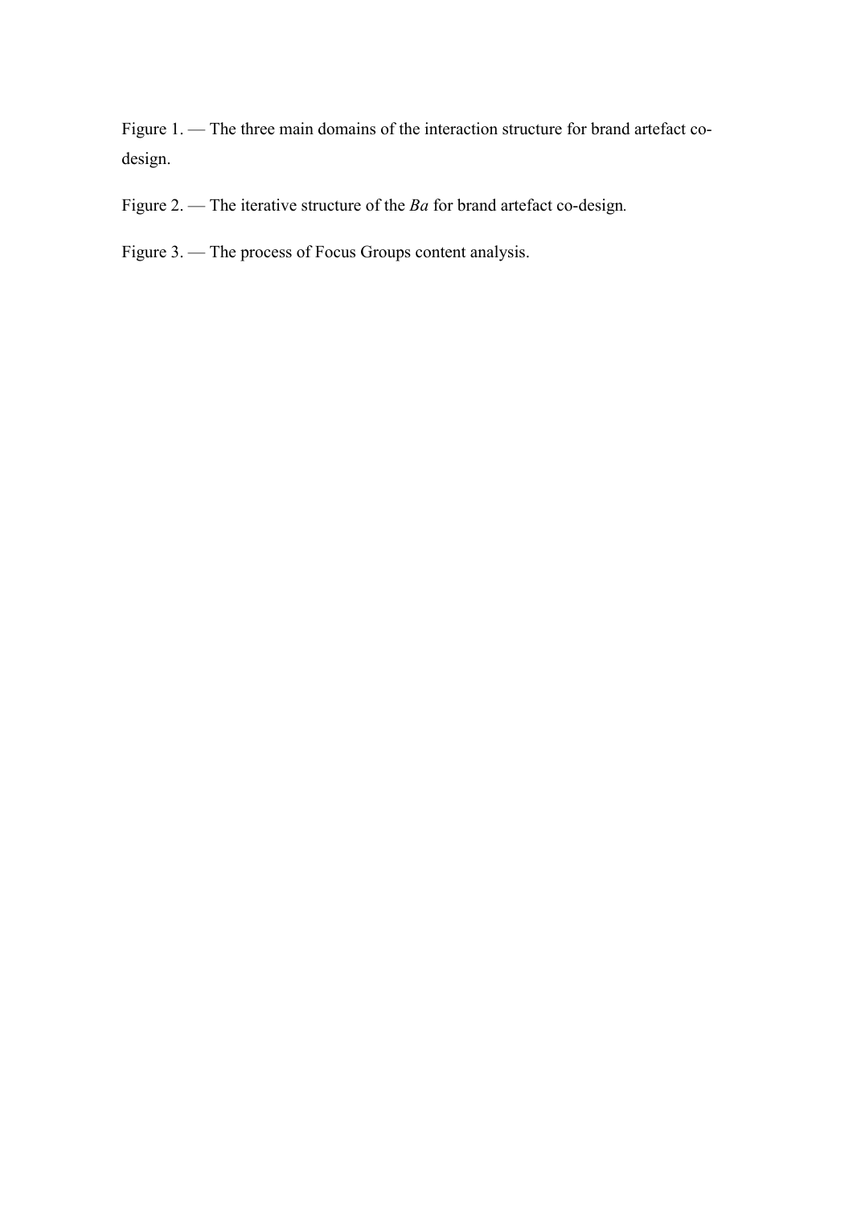Figure 1. — The three main domains of the interaction structure for brand artefact co-design.

Figure 2. — The iterative structure of the *Ba* for brand artefact co-design.

Figure 3. — The process of Focus Groups content analysis.